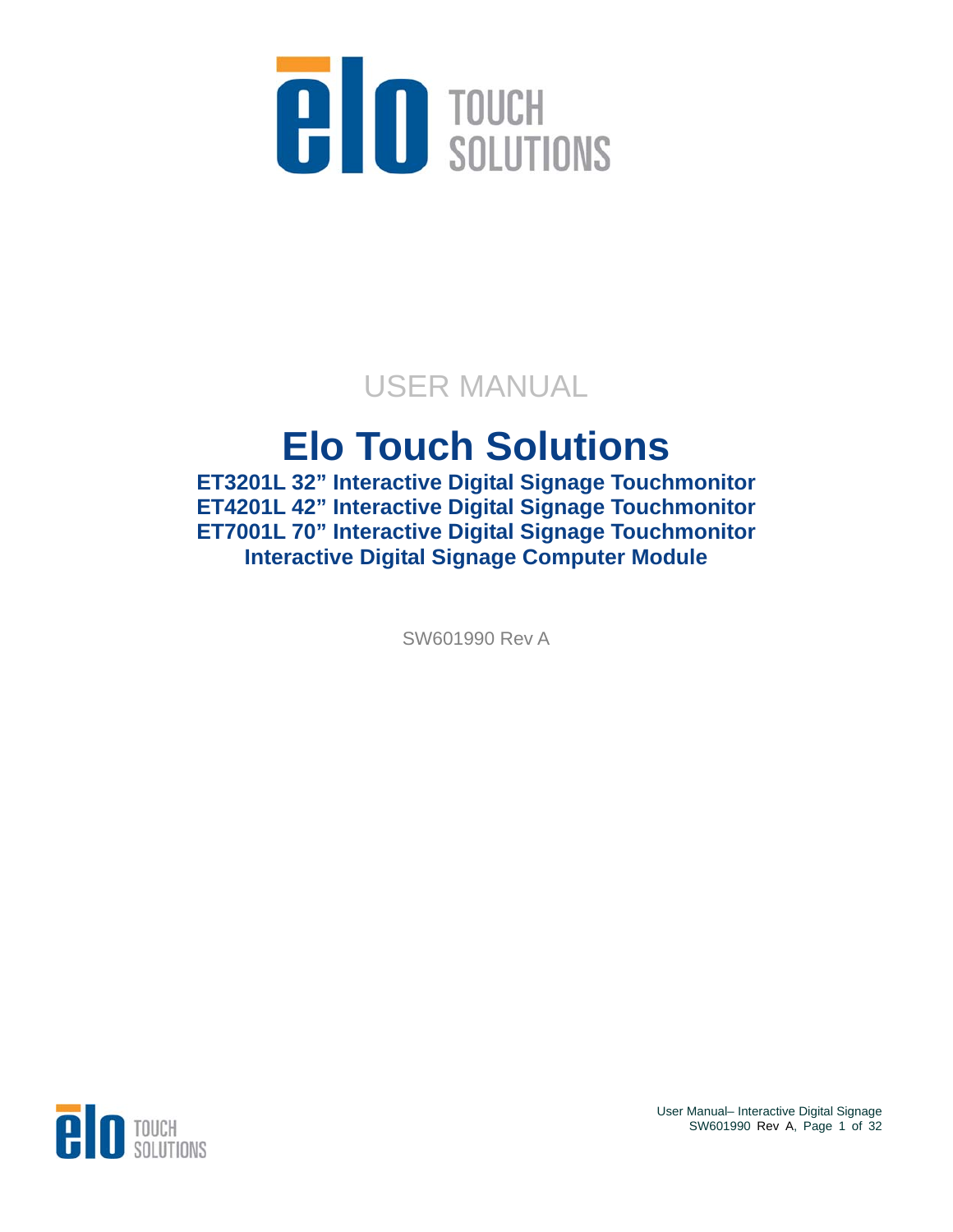USER MANUAL

# Elo Touch Solutions

**ET3201L 32" Interactive Digital Signage Touchmonitor**
**ET4201L 42" Interactive Digital Signage Touchmonitor**
**ET7001L 70" Interactive Digital Signage Touchmonitor**
**Interactive Digital Signage Computer Module**

SW601990 Rev A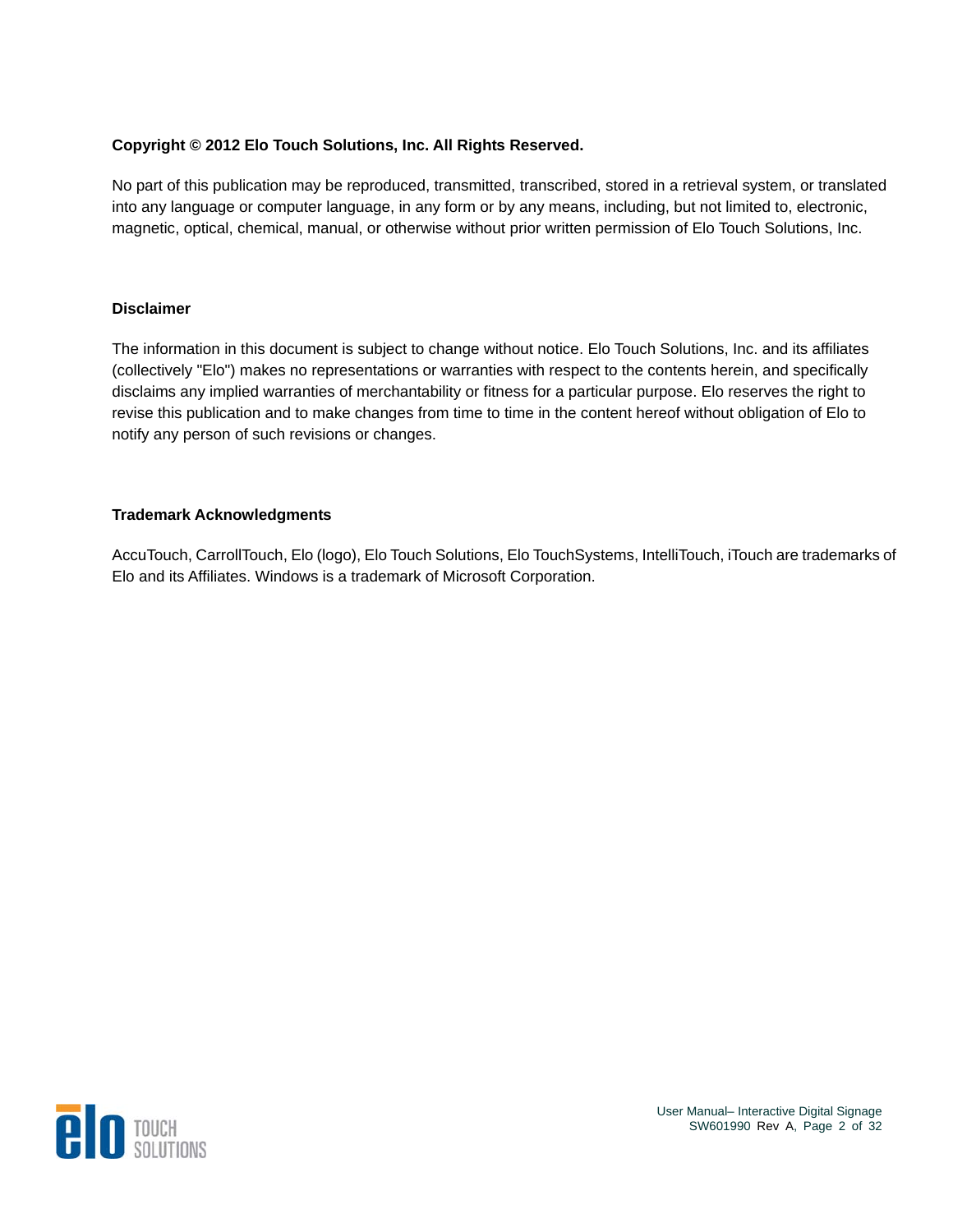**Copyright © 2012 Elo Touch Solutions, Inc. All Rights Reserved.**

No part of this publication may be reproduced, transmitted, transcribed, stored in a retrieval system, or translated into any language or computer language, in any form or by any means, including, but not limited to, electronic, magnetic, optical, chemical, manual, or otherwise without prior written permission of Elo Touch Solutions, Inc.

**Disclaimer**

The information in this document is subject to change without notice. Elo Touch Solutions, Inc. and its affiliates (collectively "Elo") makes no representations or warranties with respect to the contents herein, and specifically disclaims any implied warranties of merchantability or fitness for a particular purpose. Elo reserves the right to revise this publication and to make changes from time to time in the content hereof without obligation of Elo to notify any person of such revisions or changes.

**Trademark Acknowledgments**

AccuTouch, CarrollTouch, Elo (logo), Elo Touch Solutions, Elo TouchSystems, IntelliTouch, iTouch are trademarks of Elo and its Affiliates. Windows is a trademark of Microsoft Corporation.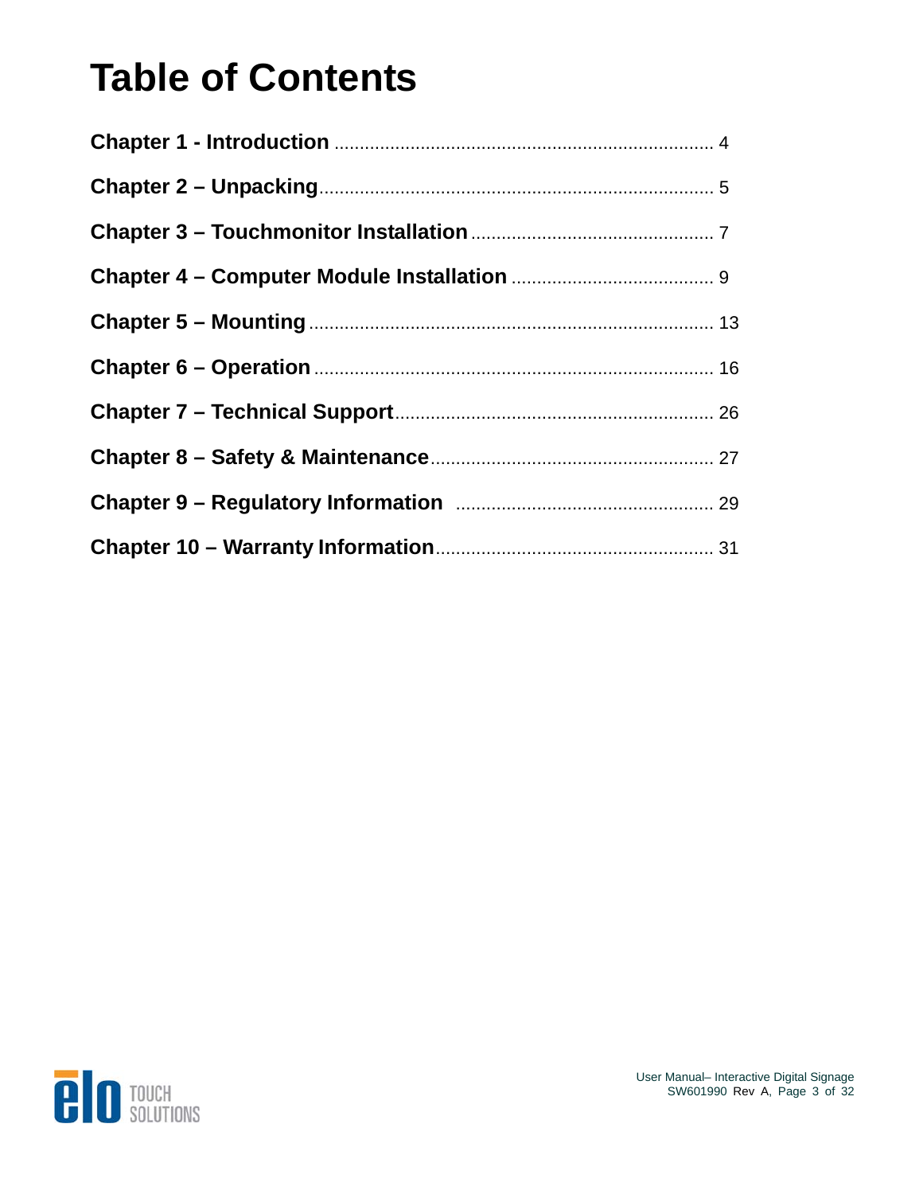# Table of Contents

**Chapter 1 - Introduction** .......................................................................... 4

**Chapter 2 – Unpacking**............................................................................. 5

**Chapter 3 – Touchmonitor Installation** ................................................ 7

**Chapter 4 – Computer Module Installation** ........................................ 9

**Chapter 5 – Mounting** .............................................................................. 13

**Chapter 6 – Operation** ............................................................................. 16

**Chapter 7 – Technical Support**.............................................................. 26

**Chapter 8 – Safety & Maintenance**....................................................... 27

**Chapter 9 – Regulatory Information** ................................................... 29

**Chapter 10 – Warranty Information**...................................................... 31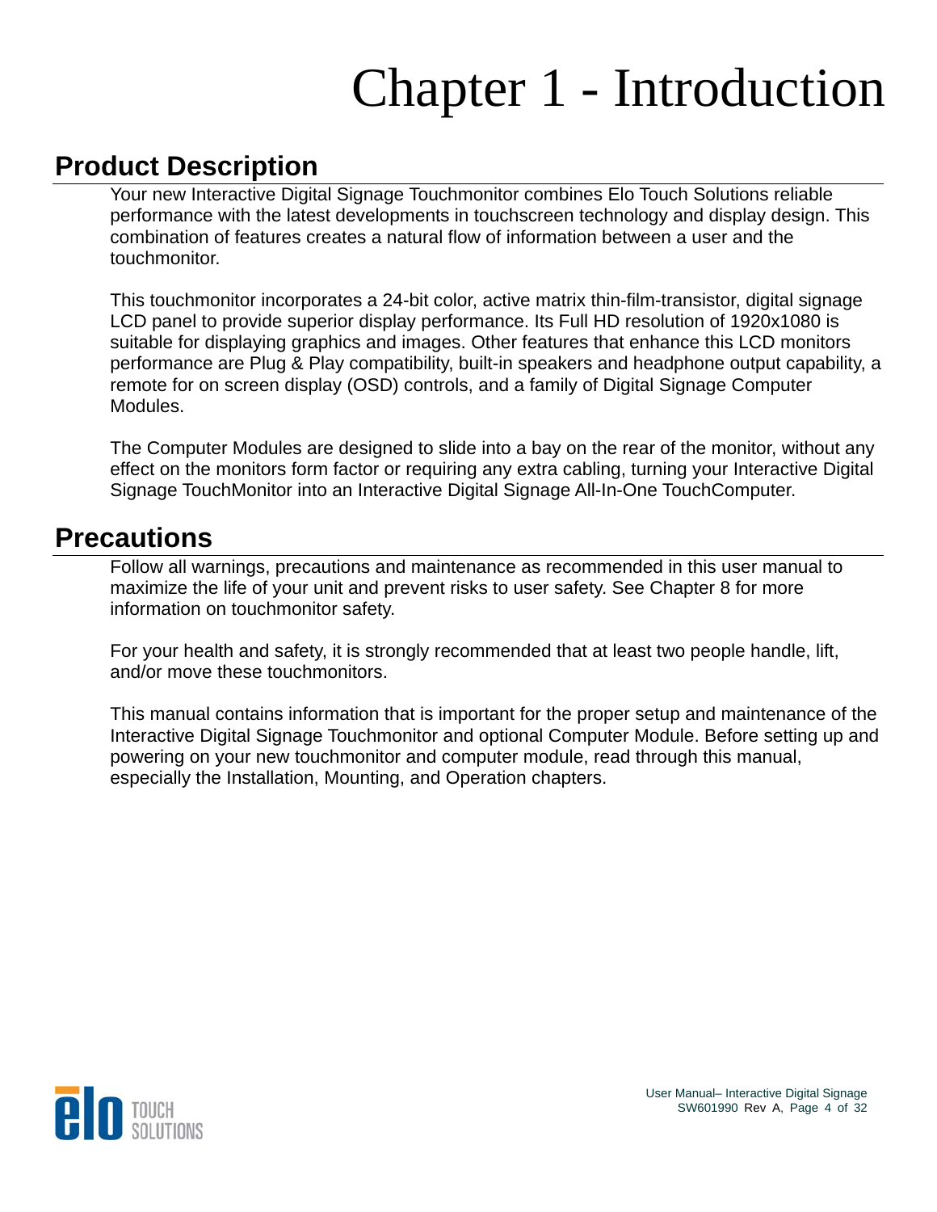# Chapter 1 - Introduction

## Product Description

Your new Interactive Digital Signage Touchmonitor combines Elo Touch Solutions reliable performance with the latest developments in touchscreen technology and display design. This combination of features creates a natural flow of information between a user and the touchmonitor.

This touchmonitor incorporates a 24-bit color, active matrix thin-film-transistor, digital signage LCD panel to provide superior display performance. Its Full HD resolution of 1920x1080 is suitable for displaying graphics and images. Other features that enhance this LCD monitors performance are Plug & Play compatibility, built-in speakers and headphone output capability, a remote for on screen display (OSD) controls, and a family of Digital Signage Computer Modules.

The Computer Modules are designed to slide into a bay on the rear of the monitor, without any effect on the monitors form factor or requiring any extra cabling, turning your Interactive Digital Signage TouchMonitor into an Interactive Digital Signage All-In-One TouchComputer.

## Precautions

Follow all warnings, precautions and maintenance as recommended in this user manual to maximize the life of your unit and prevent risks to user safety. See Chapter 8 for more information on touchmonitor safety.

For your health and safety, it is strongly recommended that at least two people handle, lift, and/or move these touchmonitors.

This manual contains information that is important for the proper setup and maintenance of the Interactive Digital Signage Touchmonitor and optional Computer Module. Before setting up and powering on your new touchmonitor and computer module, read through this manual, especially the Installation, Mounting, and Operation chapters.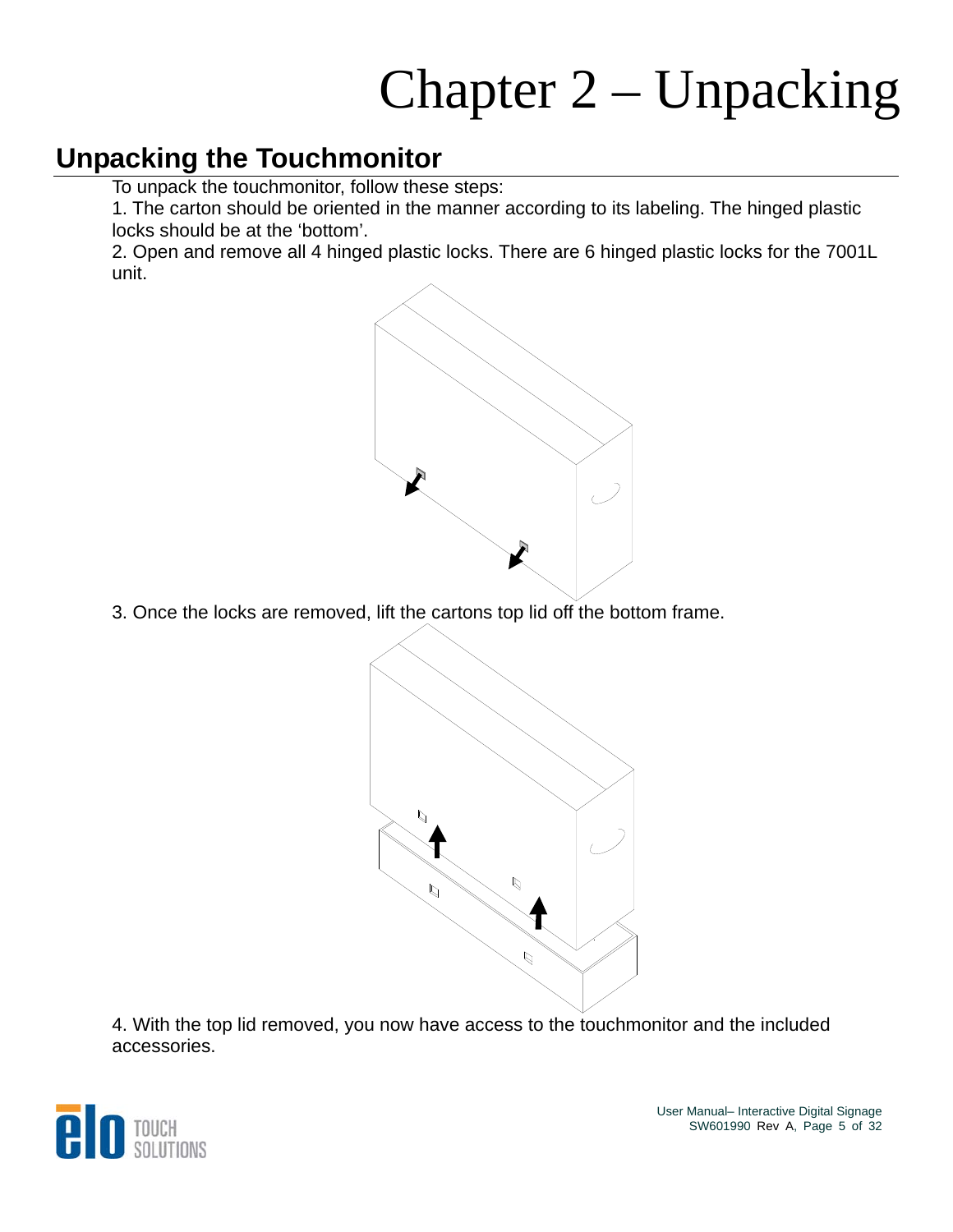# Chapter 2 – Unpacking

## Unpacking the Touchmonitor

To unpack the touchmonitor, follow these steps:

1. The carton should be oriented in the manner according to its labeling. The hinged plastic locks should be at the 'bottom'.
2. Open and remove all 4 hinged plastic locks. There are 6 hinged plastic locks for the 7001L unit.

3. Once the locks are removed, lift the cartons top lid off the bottom frame.

4. With the top lid removed, you now have access to the touchmonitor and the included accessories.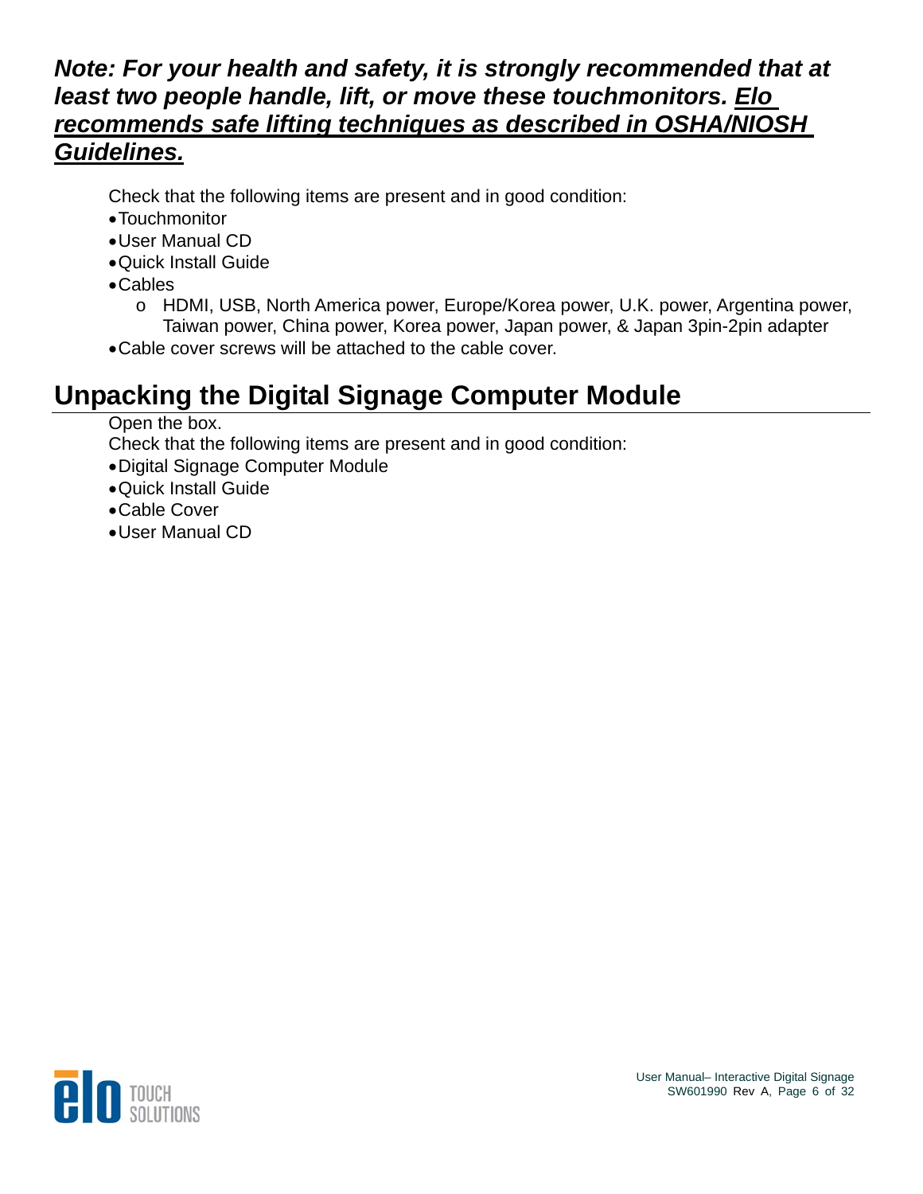***Note: For your health and safety, it is strongly recommended that at least two people handle, lift, or move these touchmonitors. <u>Elo recommends safe lifting techniques as described in OSHA/NIOSH Guidelines.</u>***

Check that the following items are present and in good condition:

- Touchmonitor
- User Manual CD
- Quick Install Guide
- Cables
  - HDMI, USB, North America power, Europe/Korea power, U.K. power, Argentina power, Taiwan power, China power, Korea power, Japan power, & Japan 3pin-2pin adapter
- Cable cover screws will be attached to the cable cover.

## Unpacking the Digital Signage Computer Module

Open the box.

Check that the following items are present and in good condition:

- Digital Signage Computer Module
- Quick Install Guide
- Cable Cover
- User Manual CD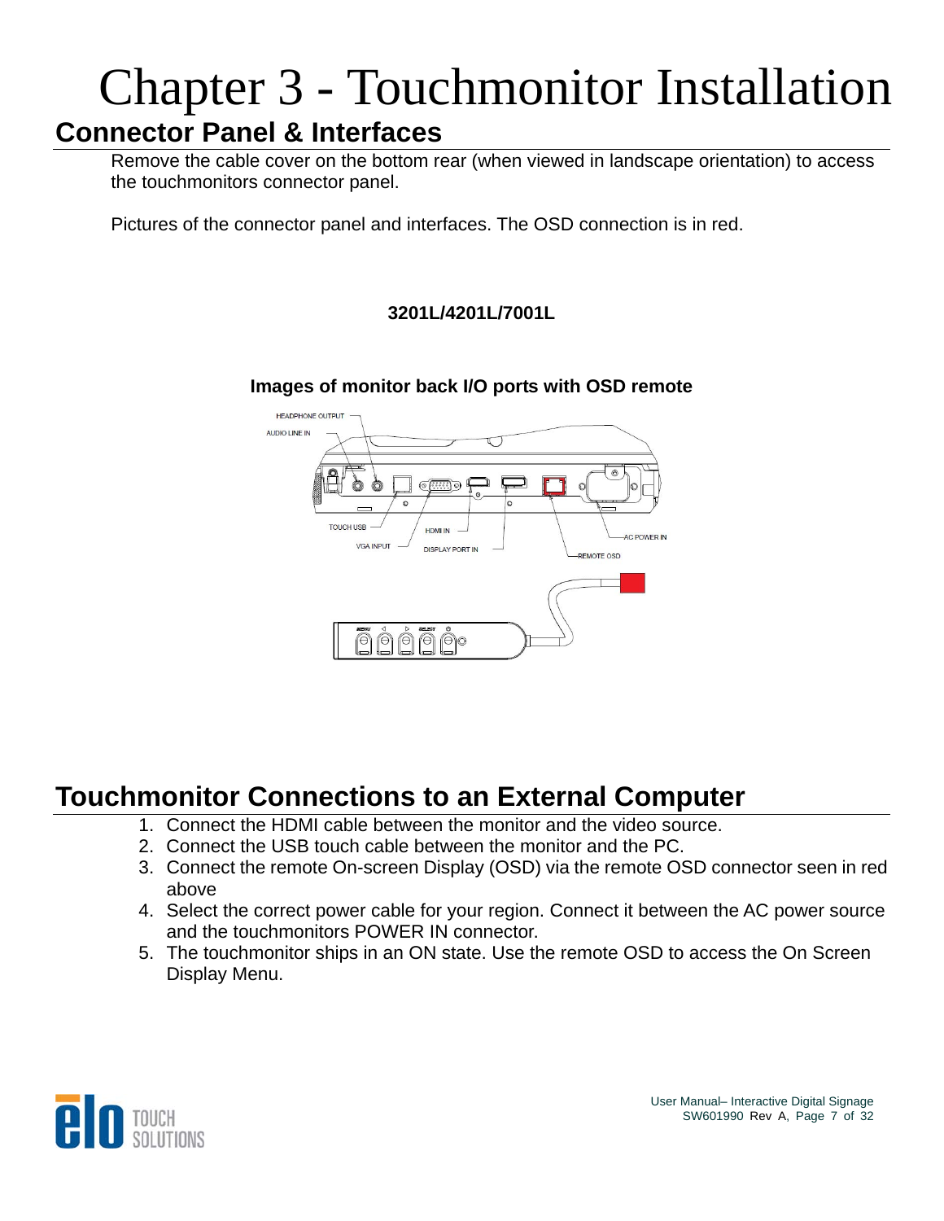# Chapter 3 - Touchmonitor Installation

## Connector Panel & Interfaces

Remove the cable cover on the bottom rear (when viewed in landscape orientation) to access the touchmonitors connector panel.

Pictures of the connector panel and interfaces. The OSD connection is in red.

**3201L/4201L/7001L**

**Images of monitor back I/O ports with OSD remote**

## Touchmonitor Connections to an External Computer

1. Connect the HDMI cable between the monitor and the video source.
2. Connect the USB touch cable between the monitor and the PC.
3. Connect the remote On-screen Display (OSD) via the remote OSD connector seen in red above
4. Select the correct power cable for your region. Connect it between the AC power source and the touchmonitors POWER IN connector.
5. The touchmonitor ships in an ON state. Use the remote OSD to access the On Screen Display Menu.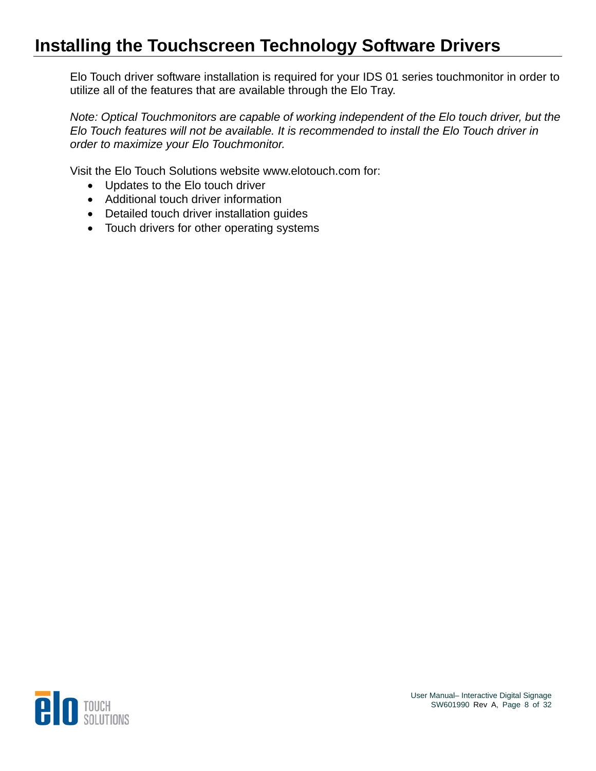# Installing the Touchscreen Technology Software Drivers

Elo Touch driver software installation is required for your IDS 01 series touchmonitor in order to utilize all of the features that are available through the Elo Tray.

*Note: Optical Touchmonitors are capable of working independent of the Elo touch driver, but the Elo Touch features will not be available. It is recommended to install the Elo Touch driver in order to maximize your Elo Touchmonitor.*

Visit the Elo Touch Solutions website www.elotouch.com for:

- Updates to the Elo touch driver
- Additional touch driver information
- Detailed touch driver installation guides
- Touch drivers for other operating systems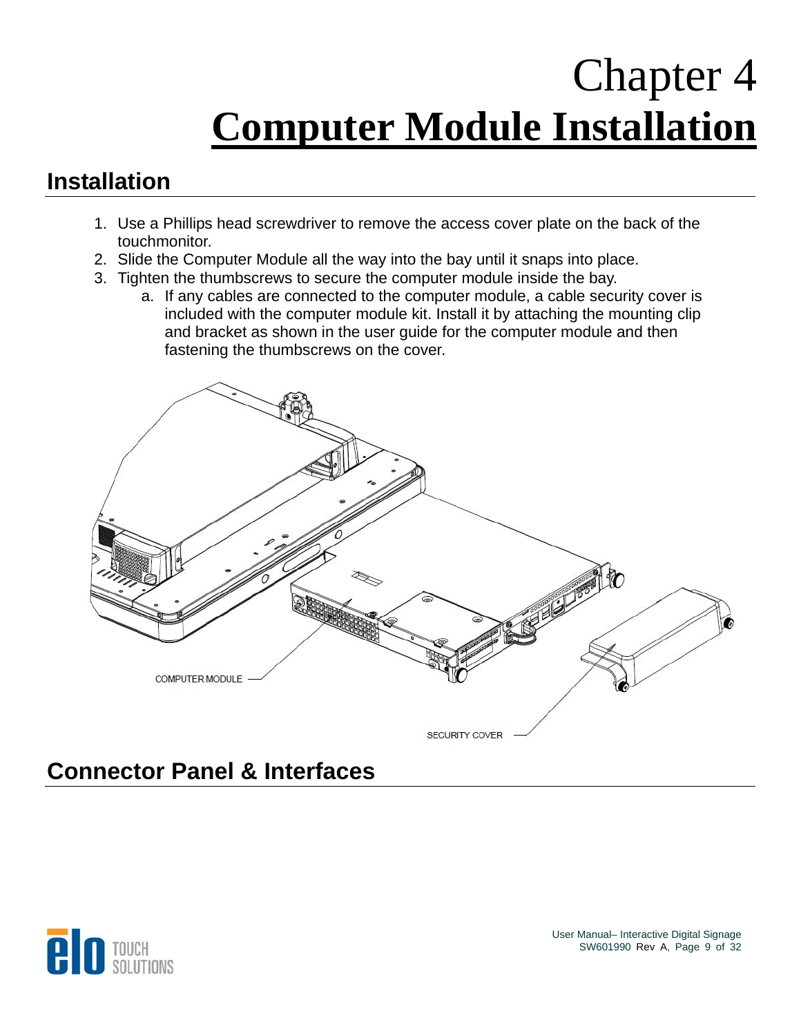# Chapter 4
# Computer Module Installation

## Installation

1. Use a Phillips head screwdriver to remove the access cover plate on the back of the touchmonitor.
2. Slide the Computer Module all the way into the bay until it snaps into place.
3. Tighten the thumbscrews to secure the computer module inside the bay.
   a. If any cables are connected to the computer module, a cable security cover is included with the computer module kit. Install it by attaching the mounting clip and bracket as shown in the user guide for the computer module and then fastening the thumbscrews on the cover.

COMPUTER MODULE

SECURITY COVER

## Connector Panel & Interfaces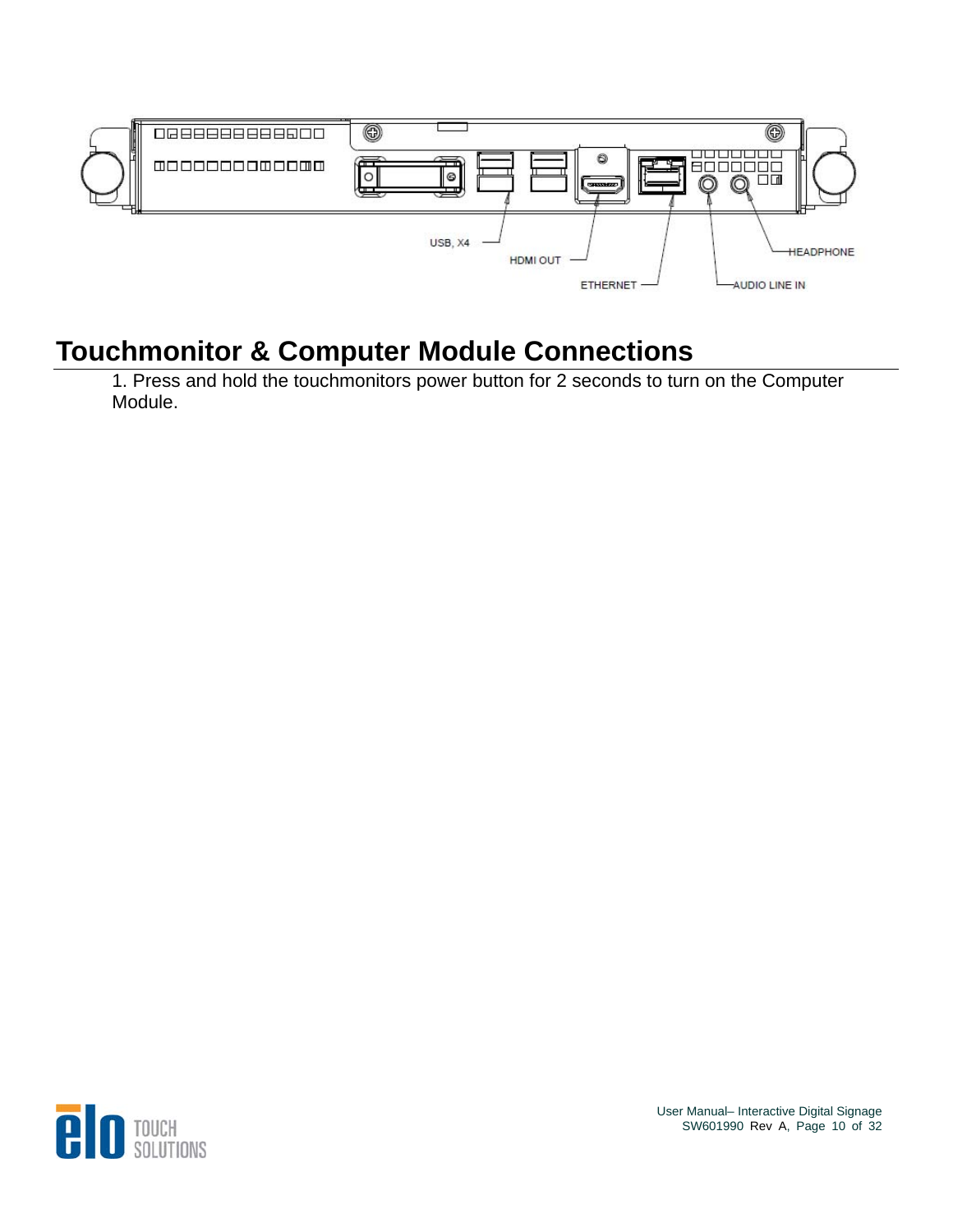USB, X4

HDMI OUT

ETHERNET

HEADPHONE

AUDIO LINE IN

## Touchmonitor & Computer Module Connections

1. Press and hold the touchmonitors power button for 2 seconds to turn on the Computer Module.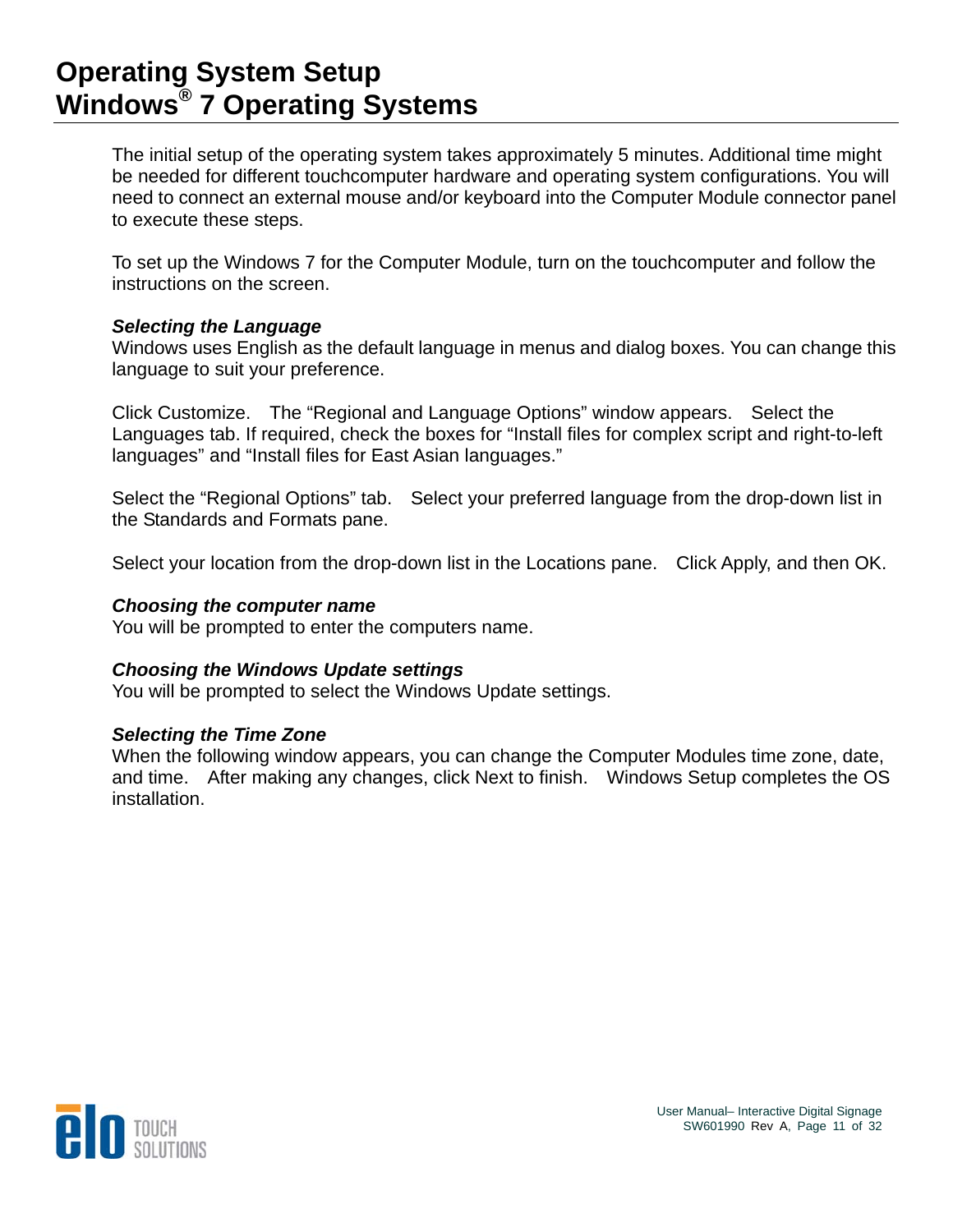# Operating System Setup
# Windows® 7 Operating Systems

The initial setup of the operating system takes approximately 5 minutes. Additional time might be needed for different touchcomputer hardware and operating system configurations. You will need to connect an external mouse and/or keyboard into the Computer Module connector panel to execute these steps.

To set up the Windows 7 for the Computer Module, turn on the touchcomputer and follow the instructions on the screen.

***Selecting the Language***

Windows uses English as the default language in menus and dialog boxes. You can change this language to suit your preference.

Click Customize. The "Regional and Language Options" window appears. Select the Languages tab. If required, check the boxes for "Install files for complex script and right-to-left languages" and "Install files for East Asian languages."

Select the "Regional Options" tab. Select your preferred language from the drop-down list in the Standards and Formats pane.

Select your location from the drop-down list in the Locations pane. Click Apply, and then OK.

***Choosing the computer name***

You will be prompted to enter the computers name.

***Choosing the Windows Update settings***

You will be prompted to select the Windows Update settings.

***Selecting the Time Zone***

When the following window appears, you can change the Computer Modules time zone, date, and time. After making any changes, click Next to finish. Windows Setup completes the OS installation.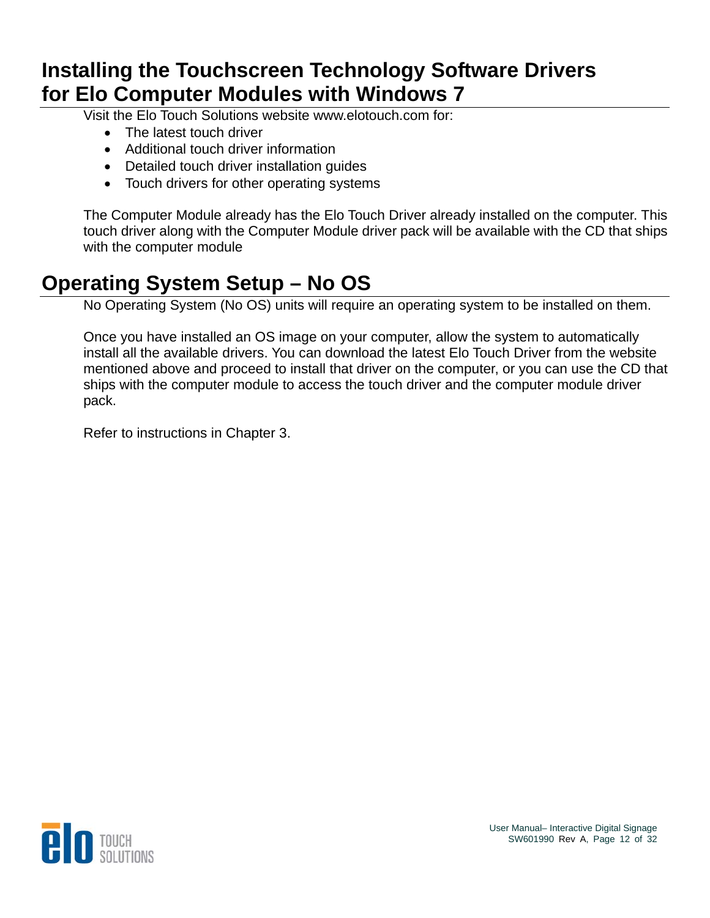# Installing the Touchscreen Technology Software Drivers for Elo Computer Modules with Windows 7

Visit the Elo Touch Solutions website www.elotouch.com for:

- The latest touch driver
- Additional touch driver information
- Detailed touch driver installation guides
- Touch drivers for other operating systems

The Computer Module already has the Elo Touch Driver already installed on the computer. This touch driver along with the Computer Module driver pack will be available with the CD that ships with the computer module

# Operating System Setup – No OS

No Operating System (No OS) units will require an operating system to be installed on them.

Once you have installed an OS image on your computer, allow the system to automatically install all the available drivers. You can download the latest Elo Touch Driver from the website mentioned above and proceed to install that driver on the computer, or you can use the CD that ships with the computer module to access the touch driver and the computer module driver pack.

Refer to instructions in Chapter 3.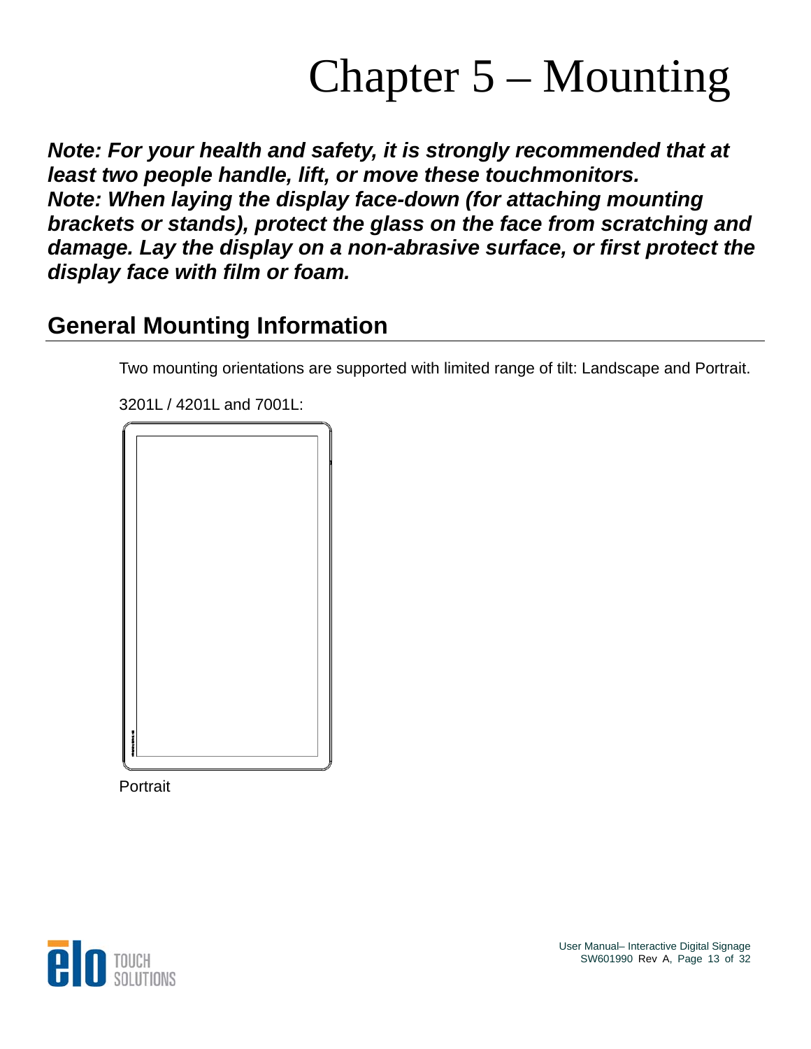# Chapter 5 – Mounting

***Note: For your health and safety, it is strongly recommended that at least two people handle, lift, or move these touchmonitors.***
***Note: When laying the display face-down (for attaching mounting brackets or stands), protect the glass on the face from scratching and damage. Lay the display on a non-abrasive surface, or first protect the display face with film or foam.***

## General Mounting Information

Two mounting orientations are supported with limited range of tilt: Landscape and Portrait.

3201L / 4201L and 7001L:

Portrait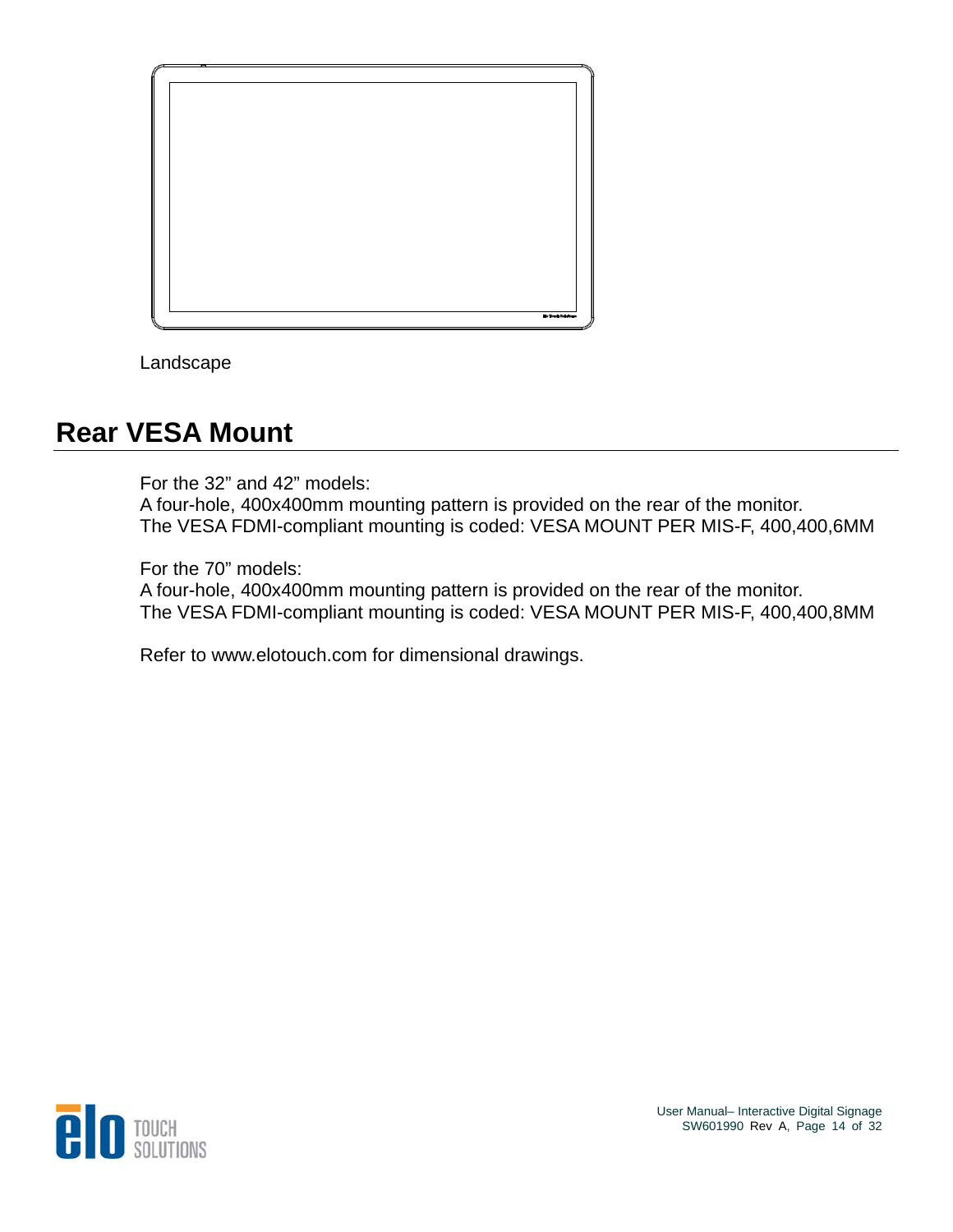Landscape

## Rear VESA Mount

For the 32" and 42" models:
A four-hole, 400x400mm mounting pattern is provided on the rear of the monitor.
The VESA FDMI-compliant mounting is coded: VESA MOUNT PER MIS-F, 400,400,6MM

For the 70" models:
A four-hole, 400x400mm mounting pattern is provided on the rear of the monitor.
The VESA FDMI-compliant mounting is coded: VESA MOUNT PER MIS-F, 400,400,8MM

Refer to www.elotouch.com for dimensional drawings.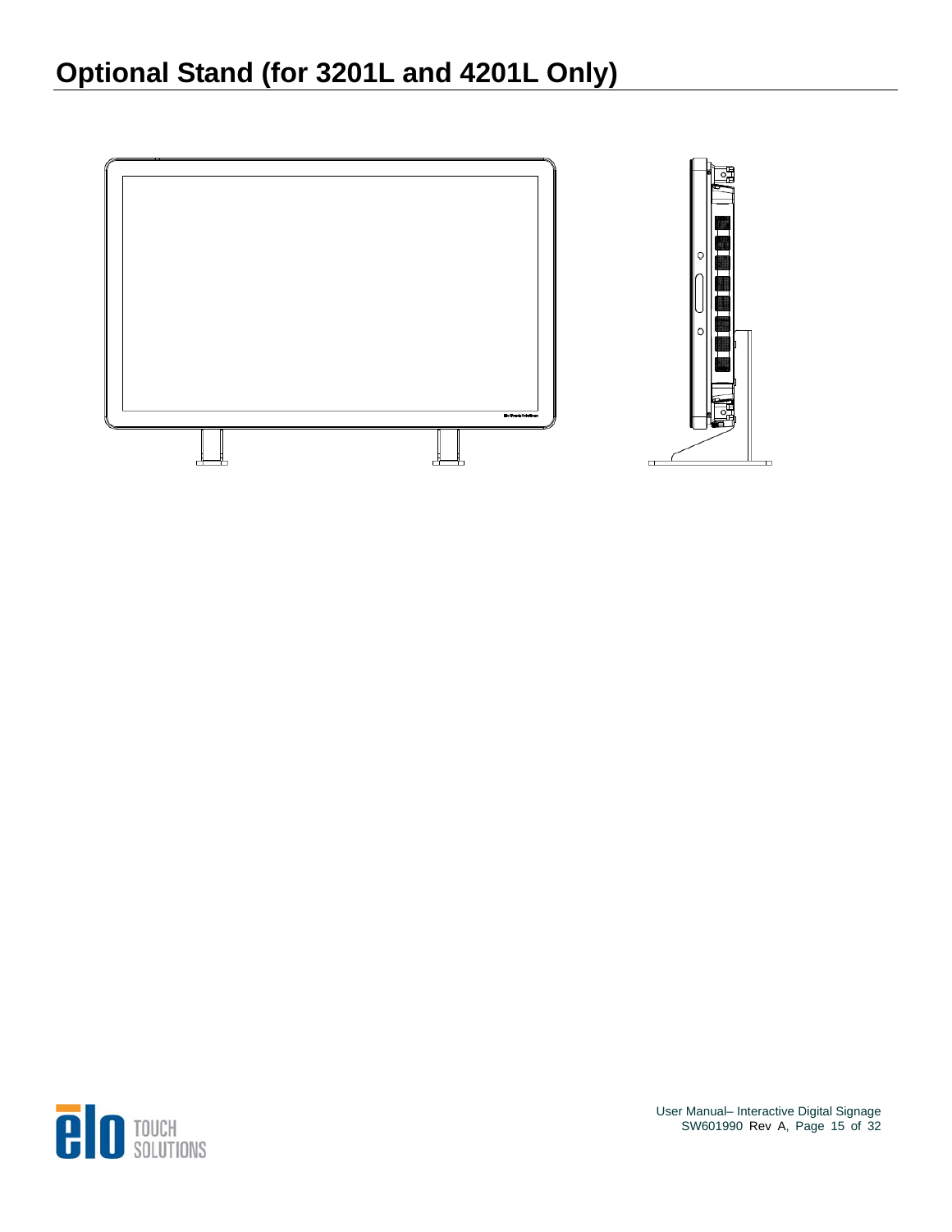# Optional Stand (for 3201L and 4201L Only)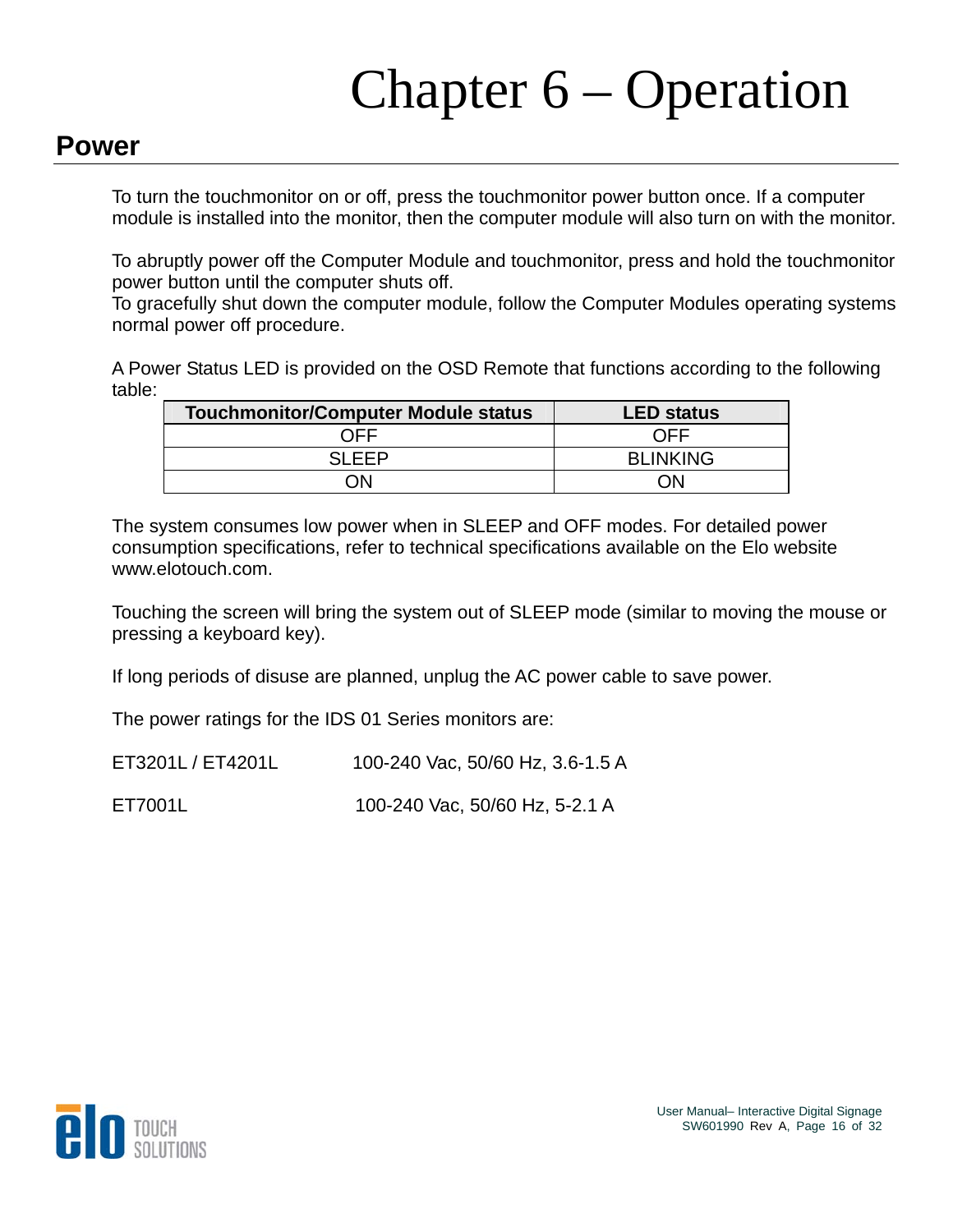# Chapter 6 – Operation

## Power

To turn the touchmonitor on or off, press the touchmonitor power button once. If a computer module is installed into the monitor, then the computer module will also turn on with the monitor.

To abruptly power off the Computer Module and touchmonitor, press and hold the touchmonitor power button until the computer shuts off.
To gracefully shut down the computer module, follow the Computer Modules operating systems normal power off procedure.

A Power Status LED is provided on the OSD Remote that functions according to the following table:

| Touchmonitor/Computer Module status | LED status |
|---|---|
| OFF | OFF |
| SLEEP | BLINKING |
| ON | ON |

The system consumes low power when in SLEEP and OFF modes. For detailed power consumption specifications, refer to technical specifications available on the Elo website www.elotouch.com.

Touching the screen will bring the system out of SLEEP mode (similar to moving the mouse or pressing a keyboard key).

If long periods of disuse are planned, unplug the AC power cable to save power.

The power ratings for the IDS 01 Series monitors are:

ET3201L / ET4201L 100-240 Vac, 50/60 Hz, 3.6-1.5 A

ET7001L 100-240 Vac, 50/60 Hz, 5-2.1 A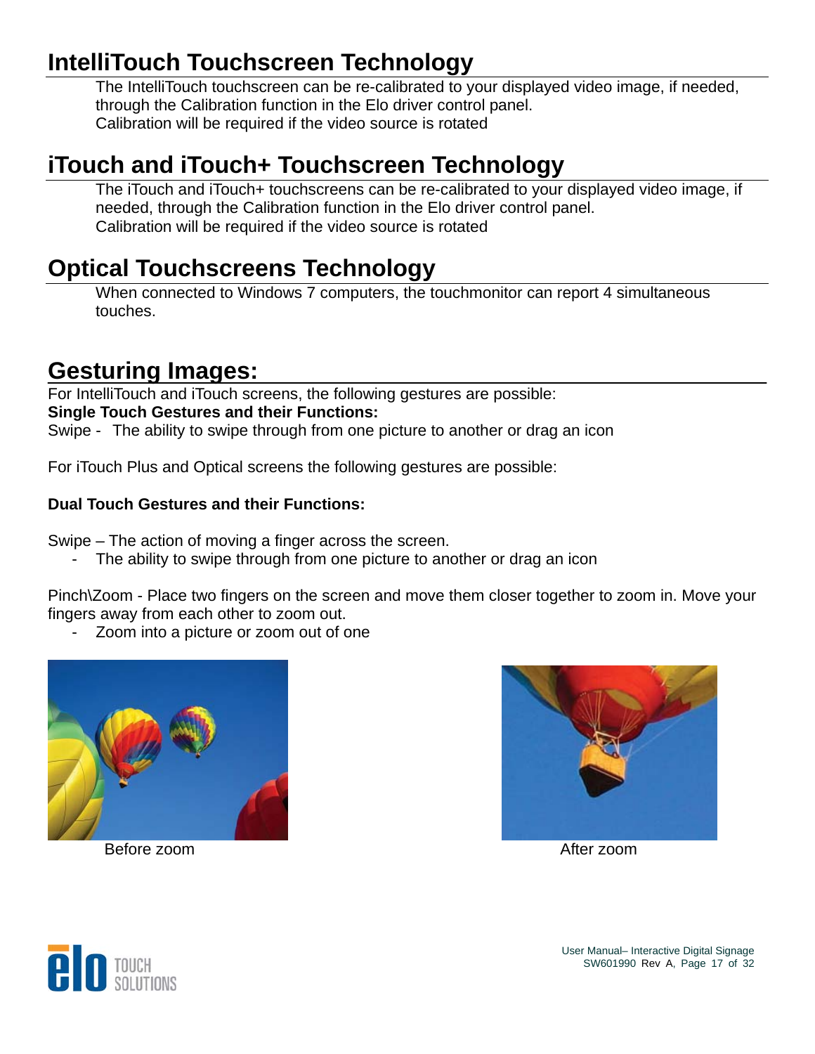# IntelliTouch Touchscreen Technology

The IntelliTouch touchscreen can be re-calibrated to your displayed video image, if needed, through the Calibration function in the Elo driver control panel.
Calibration will be required if the video source is rotated

# iTouch and iTouch+ Touchscreen Technology

The iTouch and iTouch+ touchscreens can be re-calibrated to your displayed video image, if needed, through the Calibration function in the Elo driver control panel.
Calibration will be required if the video source is rotated

# Optical Touchscreens Technology

When connected to Windows 7 computers, the touchmonitor can report 4 simultaneous touches.

# Gesturing Images:

For IntelliTouch and iTouch screens, the following gestures are possible:
**Single Touch Gestures and their Functions:**
Swipe - The ability to swipe through from one picture to another or drag an icon

For iTouch Plus and Optical screens the following gestures are possible:

**Dual Touch Gestures and their Functions:**

Swipe – The action of moving a finger across the screen.

- The ability to swipe through from one picture to another or drag an icon

Pinch\Zoom - Place two fingers on the screen and move them closer together to zoom in. Move your fingers away from each other to zoom out.

- Zoom into a picture or zoom out of one

Before zoom

After zoom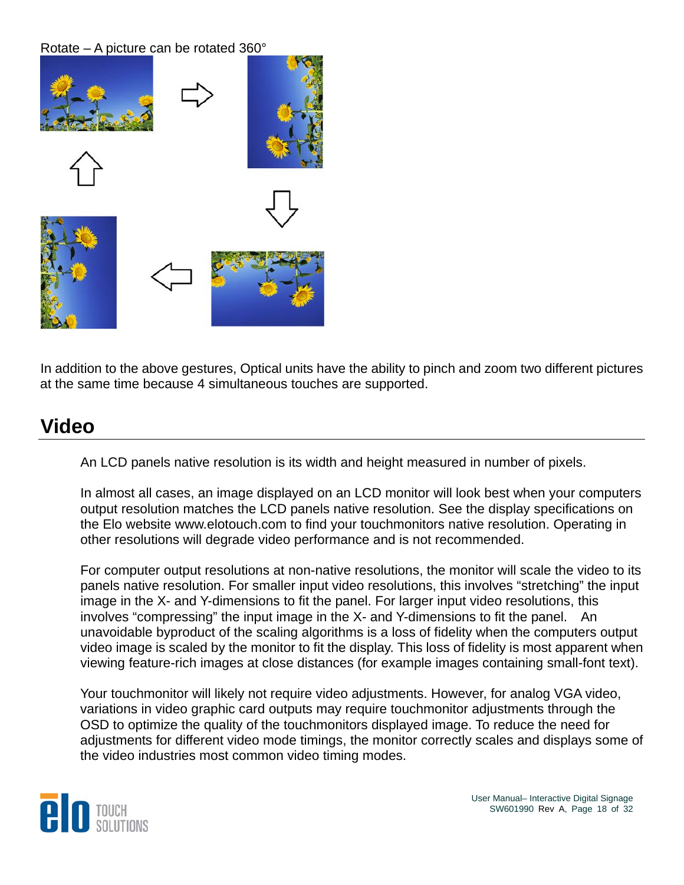Rotate – A picture can be rotated 360°

In addition to the above gestures, Optical units have the ability to pinch and zoom two different pictures at the same time because 4 simultaneous touches are supported.

## Video

An LCD panels native resolution is its width and height measured in number of pixels.

In almost all cases, an image displayed on an LCD monitor will look best when your computers output resolution matches the LCD panels native resolution. See the display specifications on the Elo website www.elotouch.com to find your touchmonitors native resolution. Operating in other resolutions will degrade video performance and is not recommended.

For computer output resolutions at non-native resolutions, the monitor will scale the video to its panels native resolution. For smaller input video resolutions, this involves "stretching" the input image in the X- and Y-dimensions to fit the panel. For larger input video resolutions, this involves "compressing" the input image in the X- and Y-dimensions to fit the panel. An unavoidable byproduct of the scaling algorithms is a loss of fidelity when the computers output video image is scaled by the monitor to fit the display. This loss of fidelity is most apparent when viewing feature-rich images at close distances (for example images containing small-font text).

Your touchmonitor will likely not require video adjustments. However, for analog VGA video, variations in video graphic card outputs may require touchmonitor adjustments through the OSD to optimize the quality of the touchmonitors displayed image. To reduce the need for adjustments for different video mode timings, the monitor correctly scales and displays some of the video industries most common video timing modes.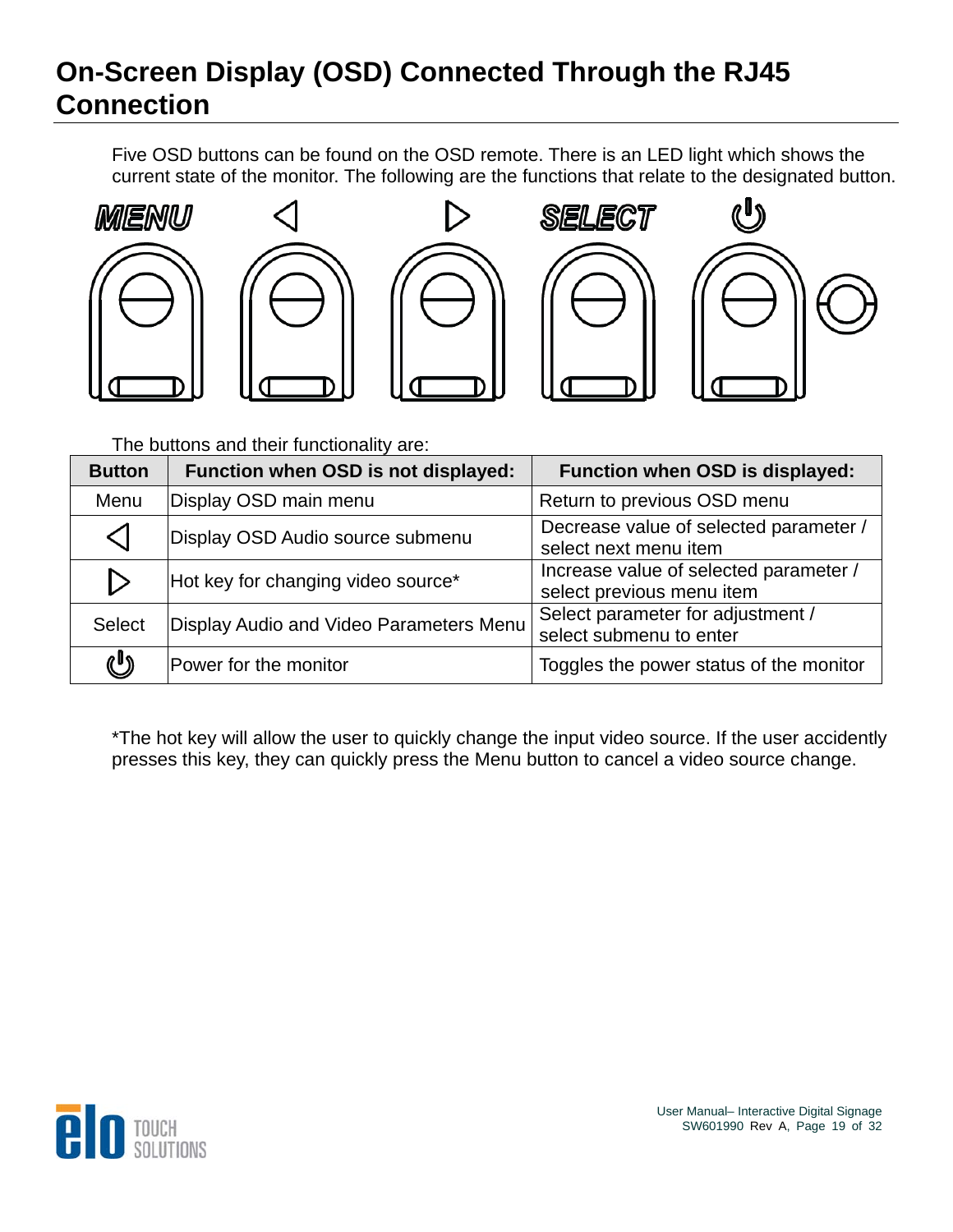## On-Screen Display (OSD) Connected Through the RJ45 Connection

Five OSD buttons can be found on the OSD remote. There is an LED light which shows the current state of the monitor. The following are the functions that relate to the designated button.

MENU ◁ ▷ SELECT ⏻

The buttons and their functionality are:

| Button | Function when OSD is not displayed: | Function when OSD is displayed: |
|---|---|---|
| Menu | Display OSD main menu | Return to previous OSD menu |
| ◁ | Display OSD Audio source submenu | Decrease value of selected parameter / select next menu item |
| ▷ | Hot key for changing video source* | Increase value of selected parameter / select previous menu item |
| Select | Display Audio and Video Parameters Menu | Select parameter for adjustment / select submenu to enter |
| ⏻ | Power for the monitor | Toggles the power status of the monitor |

*The hot key will allow the user to quickly change the input video source. If the user accidently presses this key, they can quickly press the Menu button to cancel a video source change.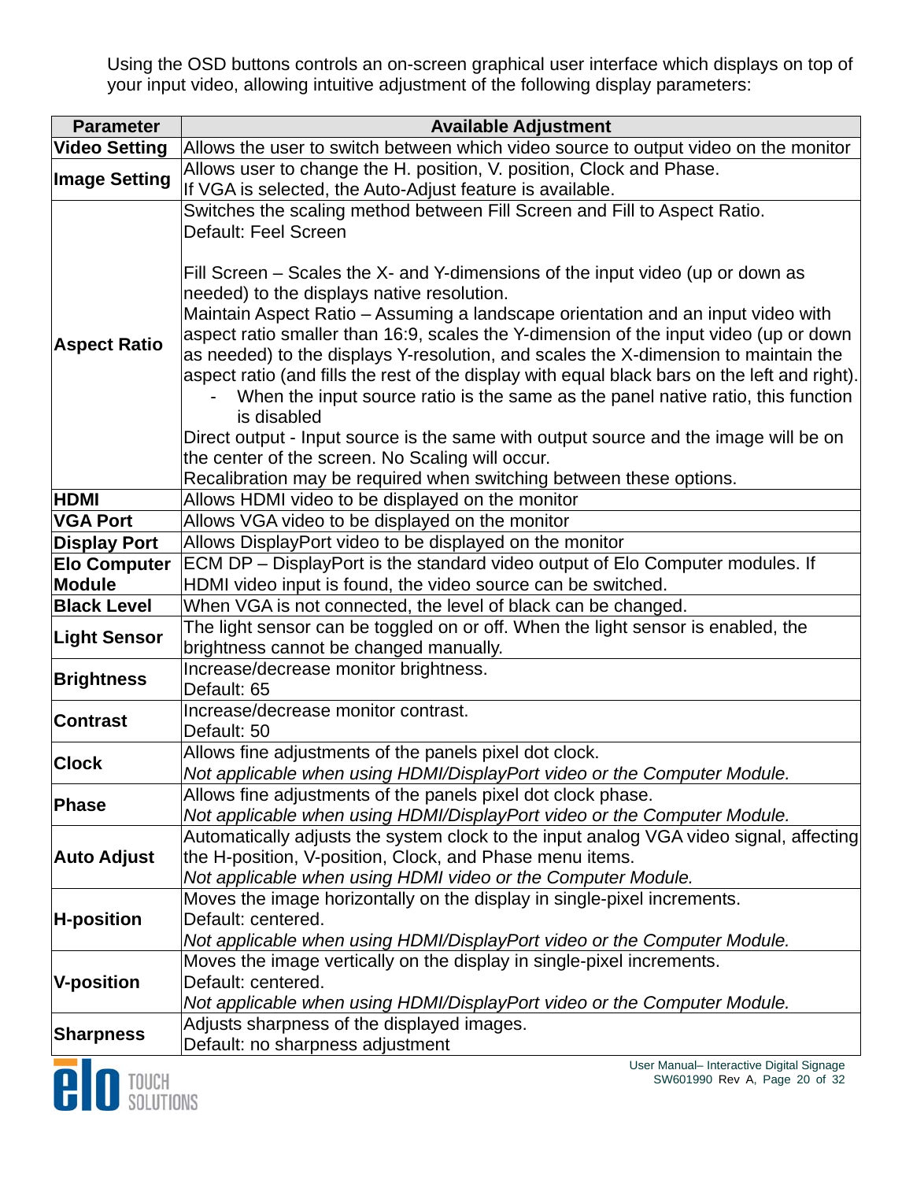Using the OSD buttons controls an on-screen graphical user interface which displays on top of your input video, allowing intuitive adjustment of the following display parameters:

| Parameter | Available Adjustment |
| --- | --- |
| **Video Setting** | Allows the user to switch between which video source to output video on the monitor |
| **Image Setting** | Allows user to change the H. position, V. position, Clock and Phase.<br>If VGA is selected, the Auto-Adjust feature is available. |
| **Aspect Ratio** | Switches the scaling method between Fill Screen and Fill to Aspect Ratio.<br>Default: Feel Screen<br><br>Fill Screen – Scales the X- and Y-dimensions of the input video (up or down as needed) to the displays native resolution.<br>Maintain Aspect Ratio – Assuming a landscape orientation and an input video with aspect ratio smaller than 16:9, scales the Y-dimension of the input video (up or down as needed) to the displays Y-resolution, and scales the X-dimension to maintain the aspect ratio (and fills the rest of the display with equal black bars on the left and right).<br>- When the input source ratio is the same as the panel native ratio, this function is disabled<br>Direct output - Input source is the same with output source and the image will be on the center of the screen. No Scaling will occur.<br>Recalibration may be required when switching between these options. |
| **HDMI** | Allows HDMI video to be displayed on the monitor |
| **VGA Port** | Allows VGA video to be displayed on the monitor |
| **Display Port** | Allows DisplayPort video to be displayed on the monitor |
| **Elo Computer Module** | ECM DP – DisplayPort is the standard video output of Elo Computer modules. If HDMI video input is found, the video source can be switched. |
| **Black Level** | When VGA is not connected, the level of black can be changed. |
| **Light Sensor** | The light sensor can be toggled on or off. When the light sensor is enabled, the brightness cannot be changed manually. |
| **Brightness** | Increase/decrease monitor brightness.<br>Default: 65 |
| **Contrast** | Increase/decrease monitor contrast.<br>Default: 50 |
| **Clock** | Allows fine adjustments of the panels pixel dot clock.<br>*Not applicable when using HDMI/DisplayPort video or the Computer Module.* |
| **Phase** | Allows fine adjustments of the panels pixel dot clock phase.<br>*Not applicable when using HDMI/DisplayPort video or the Computer Module.* |
| **Auto Adjust** | Automatically adjusts the system clock to the input analog VGA video signal, affecting the H-position, V-position, Clock, and Phase menu items.<br>*Not applicable when using HDMI video or the Computer Module.* |
| **H-position** | Moves the image horizontally on the display in single-pixel increments.<br>Default: centered.<br>*Not applicable when using HDMI/DisplayPort video or the Computer Module.* |
| **V-position** | Moves the image vertically on the display in single-pixel increments.<br>Default: centered.<br>*Not applicable when using HDMI/DisplayPort video or the Computer Module.* |
| **Sharpness** | Adjusts sharpness of the displayed images.<br>Default: no sharpness adjustment |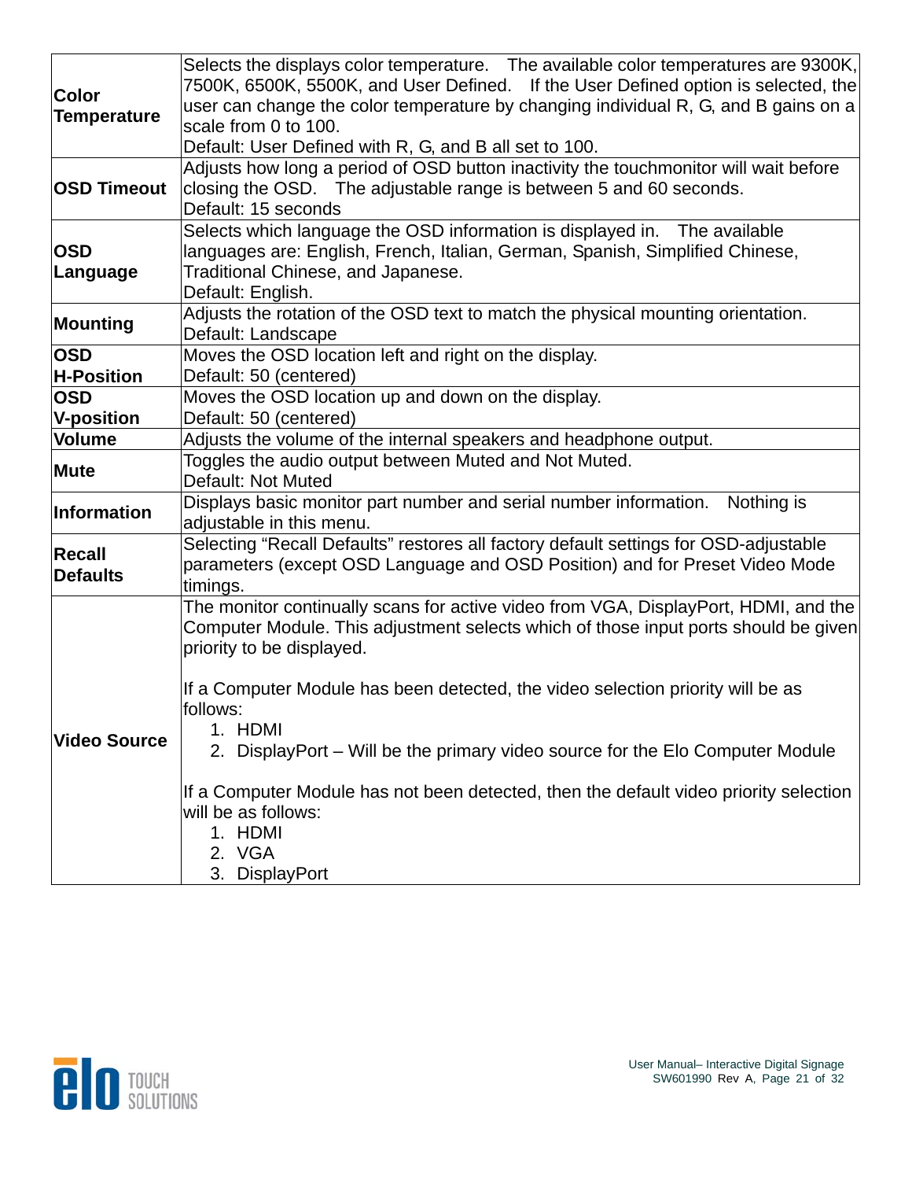| | |
|---|---|
| **Color Temperature** | Selects the displays color temperature. The available color temperatures are 9300K, 7500K, 6500K, 5500K, and User Defined. If the User Defined option is selected, the user can change the color temperature by changing individual R, G, and B gains on a scale from 0 to 100.<br>Default: User Defined with R, G, and B all set to 100. |
| **OSD Timeout** | Adjusts how long a period of OSD button inactivity the touchmonitor will wait before closing the OSD. The adjustable range is between 5 and 60 seconds.<br>Default: 15 seconds |
| **OSD Language** | Selects which language the OSD information is displayed in. The available languages are: English, French, Italian, German, Spanish, Simplified Chinese, Traditional Chinese, and Japanese.<br>Default: English. |
| **Mounting** | Adjusts the rotation of the OSD text to match the physical mounting orientation.<br>Default: Landscape |
| **OSD H-Position** | Moves the OSD location left and right on the display.<br>Default: 50 (centered) |
| **OSD V-position** | Moves the OSD location up and down on the display.<br>Default: 50 (centered) |
| **Volume** | Adjusts the volume of the internal speakers and headphone output. |
| **Mute** | Toggles the audio output between Muted and Not Muted.<br>Default: Not Muted |
| **Information** | Displays basic monitor part number and serial number information. Nothing is adjustable in this menu. |
| **Recall Defaults** | Selecting "Recall Defaults" restores all factory default settings for OSD-adjustable parameters (except OSD Language and OSD Position) and for Preset Video Mode timings. |
| **Video Source** | The monitor continually scans for active video from VGA, DisplayPort, HDMI, and the Computer Module. This adjustment selects which of those input ports should be given priority to be displayed.<br><br>If a Computer Module has been detected, the video selection priority will be as follows:<br>1. HDMI<br>2. DisplayPort – Will be the primary video source for the Elo Computer Module<br><br>If a Computer Module has not been detected, then the default video priority selection will be as follows:<br>1. HDMI<br>2. VGA<br>3. DisplayPort |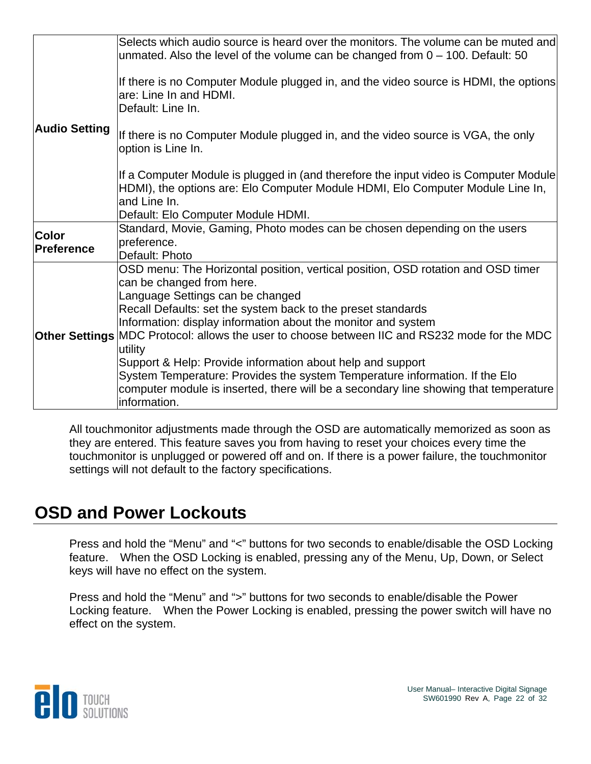| | |
|---|---|
| **Audio Setting** | Selects which audio source is heard over the monitors. The volume can be muted and unmated. Also the level of the volume can be changed from 0 – 100. Default: 50<br><br>If there is no Computer Module plugged in, and the video source is HDMI, the options are: Line In and HDMI.<br>Default: Line In.<br><br>If there is no Computer Module plugged in, and the video source is VGA, the only option is Line In.<br><br>If a Computer Module is plugged in (and therefore the input video is Computer Module HDMI), the options are: Elo Computer Module HDMI, Elo Computer Module Line In, and Line In.<br>Default: Elo Computer Module HDMI. |
| **Color Preference** | Standard, Movie, Gaming, Photo modes can be chosen depending on the users preference.<br>Default: Photo |
| **Other Settings** | OSD menu: The Horizontal position, vertical position, OSD rotation and OSD timer can be changed from here.<br>Language Settings can be changed<br>Recall Defaults: set the system back to the preset standards<br>Information: display information about the monitor and system<br>MDC Protocol: allows the user to choose between IIC and RS232 mode for the MDC utility<br>Support & Help: Provide information about help and support<br>System Temperature: Provides the system Temperature information. If the Elo computer module is inserted, there will be a secondary line showing that temperature information. |

All touchmonitor adjustments made through the OSD are automatically memorized as soon as they are entered. This feature saves you from having to reset your choices every time the touchmonitor is unplugged or powered off and on. If there is a power failure, the touchmonitor settings will not default to the factory specifications.

## OSD and Power Lockouts

Press and hold the “Menu” and “<” buttons for two seconds to enable/disable the OSD Locking feature. When the OSD Locking is enabled, pressing any of the Menu, Up, Down, or Select keys will have no effect on the system.

Press and hold the “Menu” and “>” buttons for two seconds to enable/disable the Power Locking feature. When the Power Locking is enabled, pressing the power switch will have no effect on the system.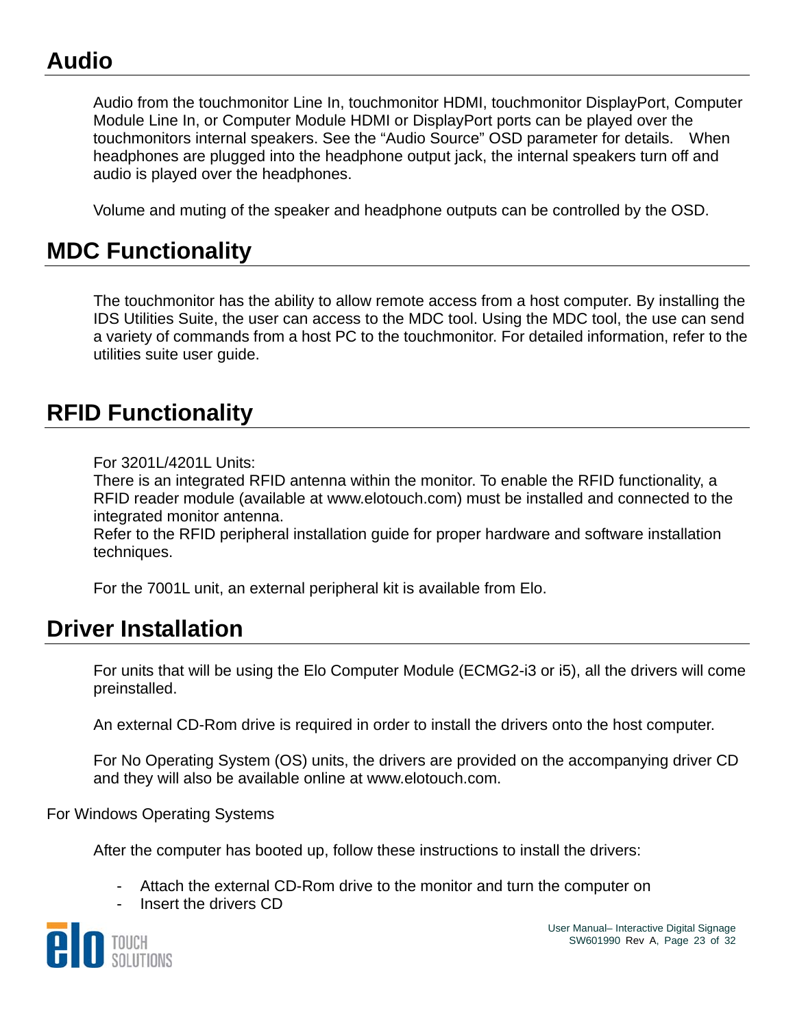# Audio

Audio from the touchmonitor Line In, touchmonitor HDMI, touchmonitor DisplayPort, Computer Module Line In, or Computer Module HDMI or DisplayPort ports can be played over the touchmonitors internal speakers. See the "Audio Source" OSD parameter for details. When headphones are plugged into the headphone output jack, the internal speakers turn off and audio is played over the headphones.

Volume and muting of the speaker and headphone outputs can be controlled by the OSD.

# MDC Functionality

The touchmonitor has the ability to allow remote access from a host computer. By installing the IDS Utilities Suite, the user can access to the MDC tool. Using the MDC tool, the use can send a variety of commands from a host PC to the touchmonitor. For detailed information, refer to the utilities suite user guide.

# RFID Functionality

For 3201L/4201L Units:
There is an integrated RFID antenna within the monitor. To enable the RFID functionality, a RFID reader module (available at www.elotouch.com) must be installed and connected to the integrated monitor antenna.
Refer to the RFID peripheral installation guide for proper hardware and software installation techniques.

For the 7001L unit, an external peripheral kit is available from Elo.

# Driver Installation

For units that will be using the Elo Computer Module (ECMG2-i3 or i5), all the drivers will come preinstalled.

An external CD-Rom drive is required in order to install the drivers onto the host computer.

For No Operating System (OS) units, the drivers are provided on the accompanying driver CD and they will also be available online at www.elotouch.com.

For Windows Operating Systems

After the computer has booted up, follow these instructions to install the drivers:

- Attach the external CD-Rom drive to the monitor and turn the computer on
- Insert the drivers CD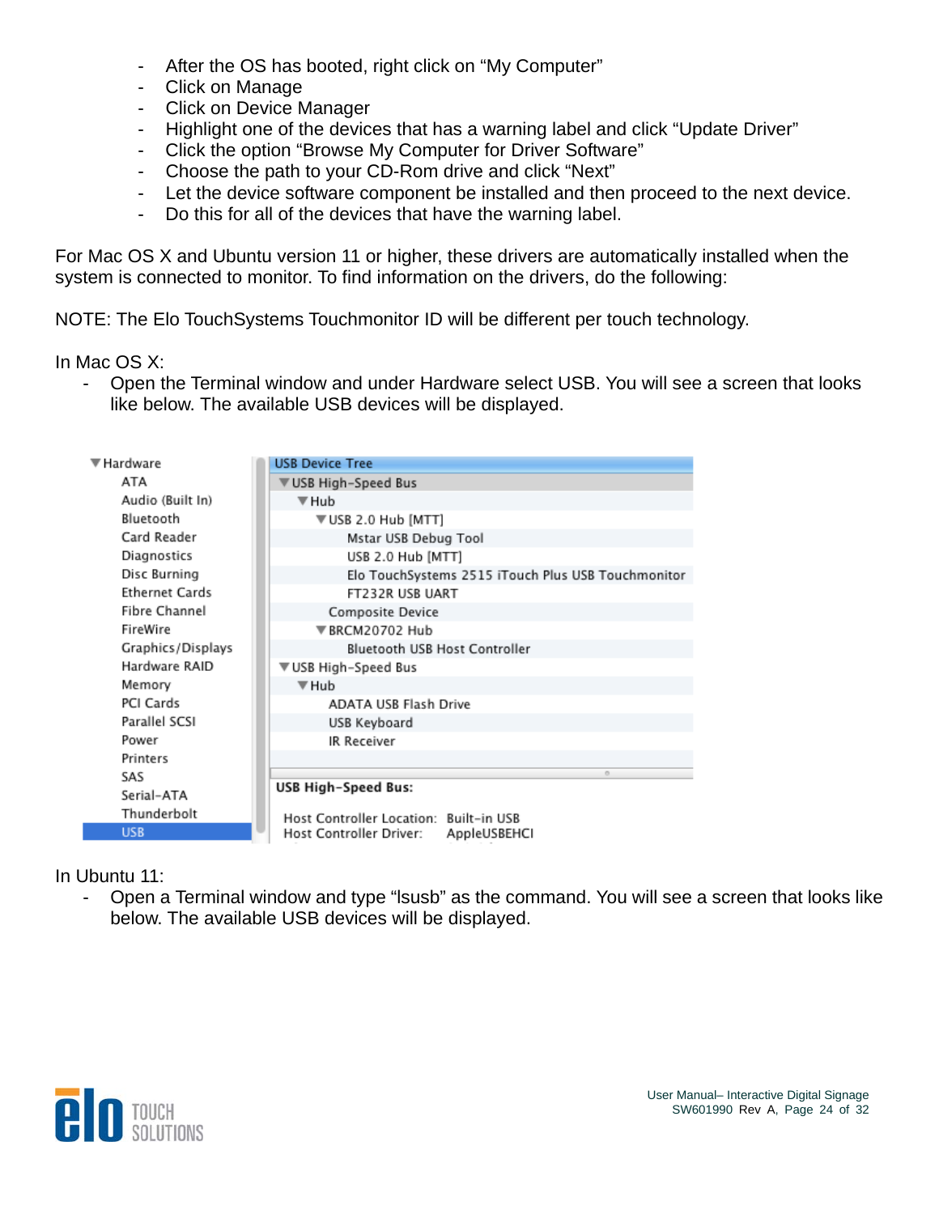- After the OS has booted, right click on "My Computer"
- Click on Manage
- Click on Device Manager
- Highlight one of the devices that has a warning label and click "Update Driver"
- Click the option "Browse My Computer for Driver Software"
- Choose the path to your CD-Rom drive and click "Next"
- Let the device software component be installed and then proceed to the next device.
- Do this for all of the devices that have the warning label.

For Mac OS X and Ubuntu version 11 or higher, these drivers are automatically installed when the system is connected to monitor. To find information on the drivers, do the following:

NOTE: The Elo TouchSystems Touchmonitor ID will be different per touch technology.

In Mac OS X:

- Open the Terminal window and under Hardware select USB. You will see a screen that looks like below. The available USB devices will be displayed.

In Ubuntu 11:

- Open a Terminal window and type "lsusb" as the command. You will see a screen that looks like below. The available USB devices will be displayed.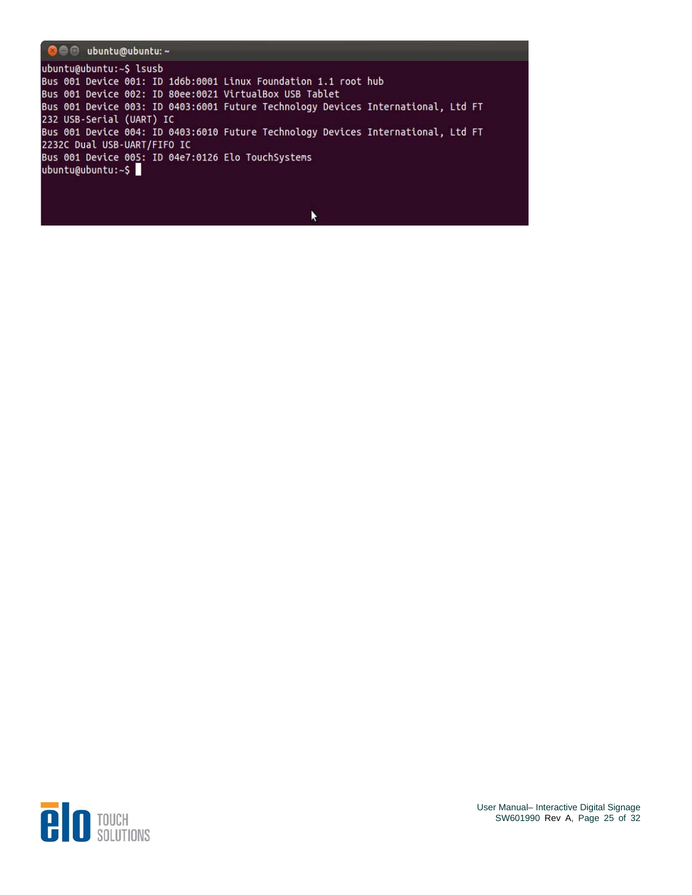```
ubuntu@ubuntu:~$ lsusb
Bus 001 Device 001: ID 1d6b:0001 Linux Foundation 1.1 root hub
Bus 001 Device 002: ID 80ee:0021 VirtualBox USB Tablet
Bus 001 Device 003: ID 0403:6001 Future Technology Devices International, Ltd FT
232 USB-Serial (UART) IC
Bus 001 Device 004: ID 0403:6010 Future Technology Devices International, Ltd FT
2232C Dual USB-UART/FIFO IC
Bus 001 Device 005: ID 04e7:0126 Elo TouchSystems
ubuntu@ubuntu:~$
```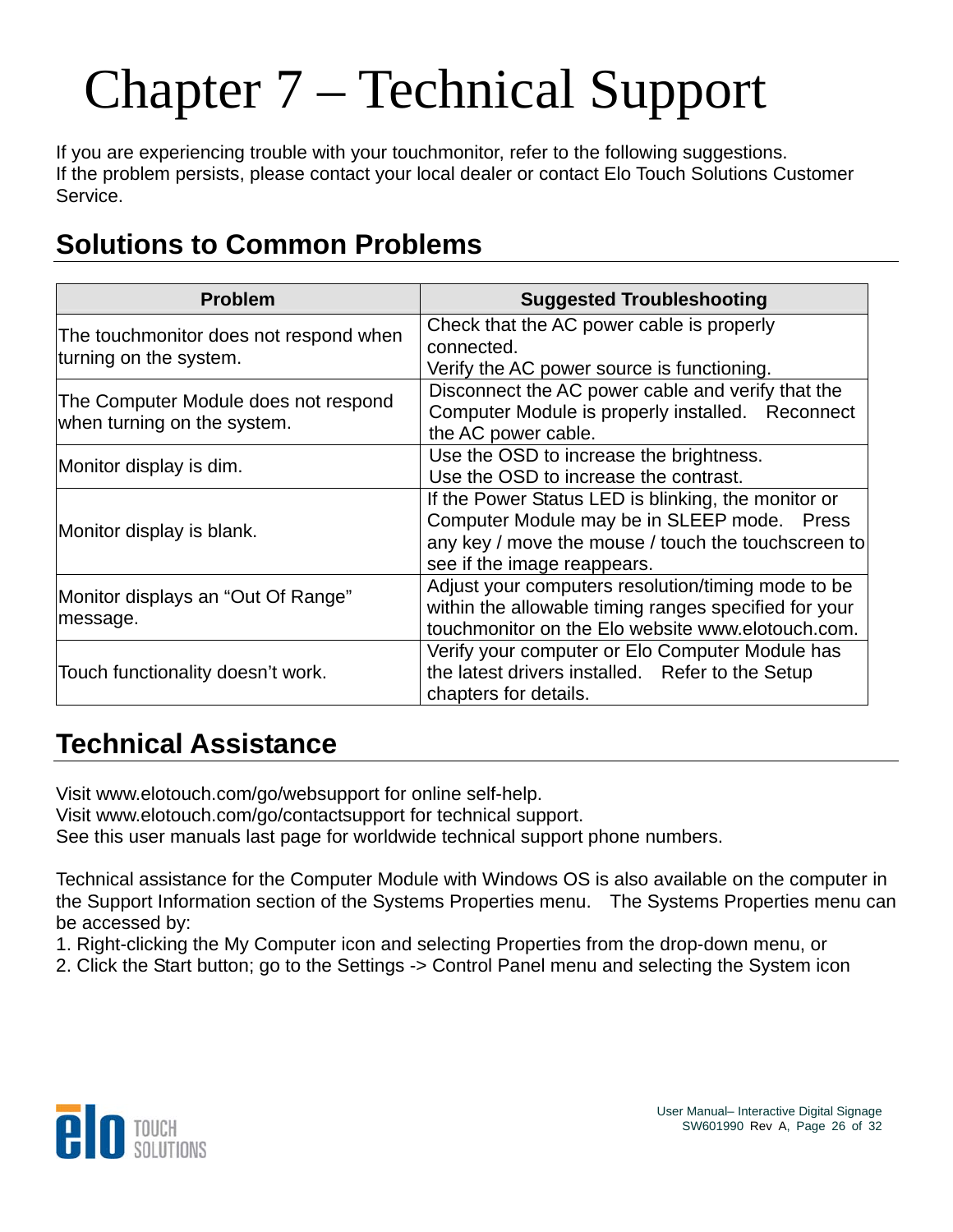# Chapter 7 – Technical Support

If you are experiencing trouble with your touchmonitor, refer to the following suggestions.
If the problem persists, please contact your local dealer or contact Elo Touch Solutions Customer Service.

## Solutions to Common Problems

| Problem | Suggested Troubleshooting |
|---|---|
| The touchmonitor does not respond when turning on the system. | Check that the AC power cable is properly connected.<br>Verify the AC power source is functioning. |
| The Computer Module does not respond when turning on the system. | Disconnect the AC power cable and verify that the Computer Module is properly installed. Reconnect the AC power cable. |
| Monitor display is dim. | Use the OSD to increase the brightness.<br>Use the OSD to increase the contrast. |
| Monitor display is blank. | If the Power Status LED is blinking, the monitor or Computer Module may be in SLEEP mode. Press any key / move the mouse / touch the touchscreen to see if the image reappears. |
| Monitor displays an "Out Of Range" message. | Adjust your computers resolution/timing mode to be within the allowable timing ranges specified for your touchmonitor on the Elo website www.elotouch.com. |
| Touch functionality doesn't work. | Verify your computer or Elo Computer Module has the latest drivers installed. Refer to the Setup chapters for details. |

## Technical Assistance

Visit www.elotouch.com/go/websupport for online self-help.
Visit www.elotouch.com/go/contactsupport for technical support.
See this user manuals last page for worldwide technical support phone numbers.

Technical assistance for the Computer Module with Windows OS is also available on the computer in the Support Information section of the Systems Properties menu. The Systems Properties menu can be accessed by:

1. Right-clicking the My Computer icon and selecting Properties from the drop-down menu, or
2. Click the Start button; go to the Settings -> Control Panel menu and selecting the System icon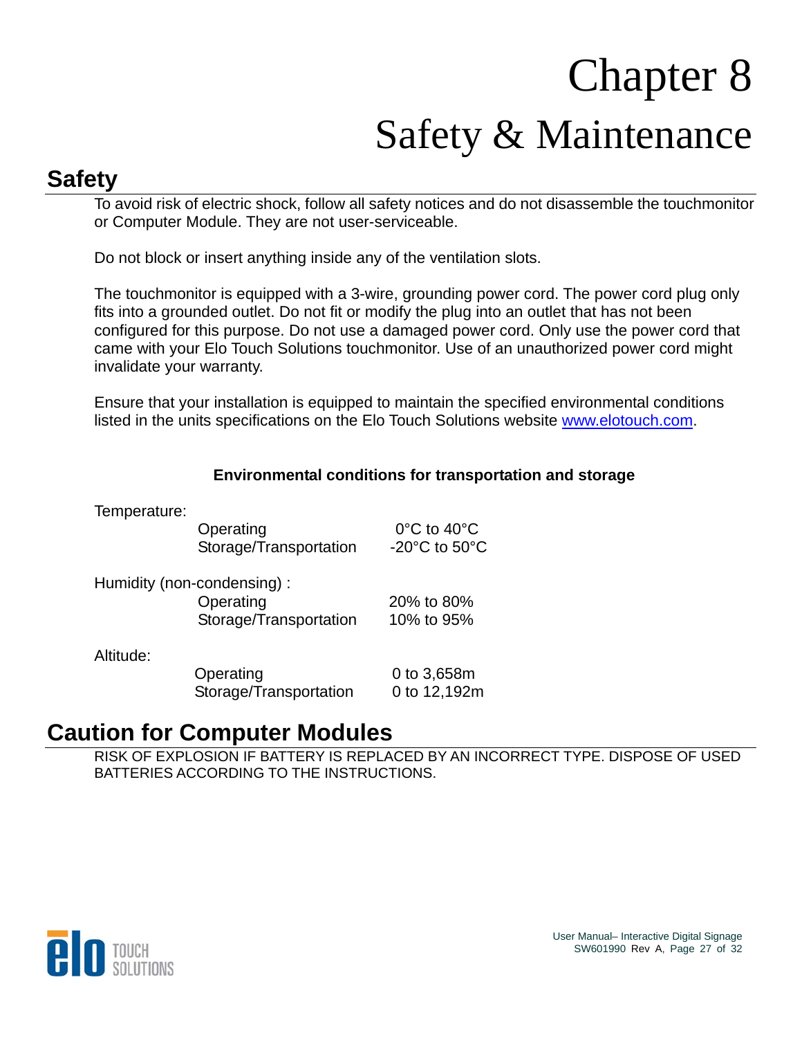# Chapter 8

# Safety & Maintenance

## Safety

To avoid risk of electric shock, follow all safety notices and do not disassemble the touchmonitor or Computer Module. They are not user-serviceable.

Do not block or insert anything inside any of the ventilation slots.

The touchmonitor is equipped with a 3-wire, grounding power cord. The power cord plug only fits into a grounded outlet. Do not fit or modify the plug into an outlet that has not been configured for this purpose. Do not use a damaged power cord. Only use the power cord that came with your Elo Touch Solutions touchmonitor. Use of an unauthorized power cord might invalidate your warranty.

Ensure that your installation is equipped to maintain the specified environmental conditions listed in the units specifications on the Elo Touch Solutions website www.elotouch.com.

**Environmental conditions for transportation and storage**

| | | |
|---|---|---|
| Temperature: | | |
| | Operating | 0°C to 40°C |
| | Storage/Transportation | -20°C to 50°C |
| Humidity (non-condensing) : | | |
| | Operating | 20% to 80% |
| | Storage/Transportation | 10% to 95% |
| Altitude: | | |
| | Operating | 0 to 3,658m |
| | Storage/Transportation | 0 to 12,192m |

## Caution for Computer Modules

RISK OF EXPLOSION IF BATTERY IS REPLACED BY AN INCORRECT TYPE. DISPOSE OF USED BATTERIES ACCORDING TO THE INSTRUCTIONS.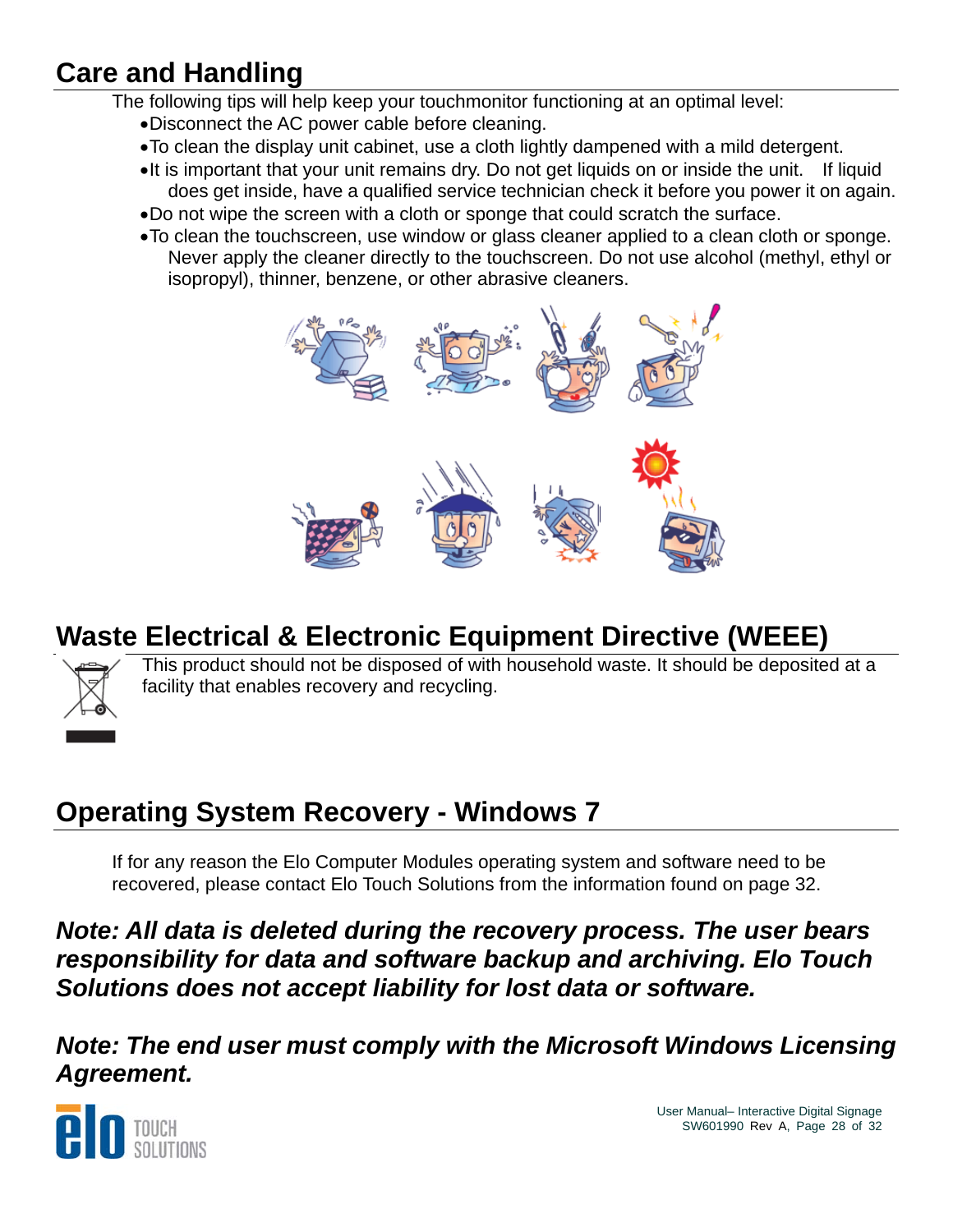## Care and Handling

The following tips will help keep your touchmonitor functioning at an optimal level:

- Disconnect the AC power cable before cleaning.
- To clean the display unit cabinet, use a cloth lightly dampened with a mild detergent.
- It is important that your unit remains dry. Do not get liquids on or inside the unit. If liquid does get inside, have a qualified service technician check it before you power it on again.
- Do not wipe the screen with a cloth or sponge that could scratch the surface.
- To clean the touchscreen, use window or glass cleaner applied to a clean cloth or sponge. Never apply the cleaner directly to the touchscreen. Do not use alcohol (methyl, ethyl or isopropyl), thinner, benzene, or other abrasive cleaners.

## Waste Electrical & Electronic Equipment Directive (WEEE)

This product should not be disposed of with household waste. It should be deposited at a facility that enables recovery and recycling.

## Operating System Recovery - Windows 7

If for any reason the Elo Computer Modules operating system and software need to be recovered, please contact Elo Touch Solutions from the information found on page 32.

***Note: All data is deleted during the recovery process. The user bears responsibility for data and software backup and archiving. Elo Touch Solutions does not accept liability for lost data or software.***

***Note: The end user must comply with the Microsoft Windows Licensing Agreement.***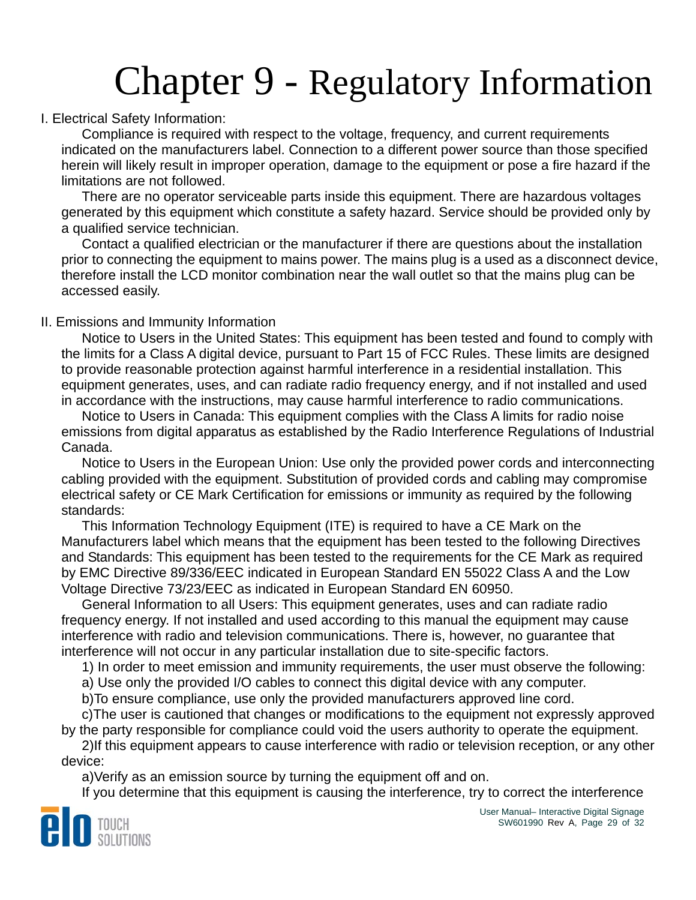# Chapter 9 - Regulatory Information

I. Electrical Safety Information:

Compliance is required with respect to the voltage, frequency, and current requirements indicated on the manufacturers label. Connection to a different power source than those specified herein will likely result in improper operation, damage to the equipment or pose a fire hazard if the limitations are not followed.

There are no operator serviceable parts inside this equipment. There are hazardous voltages generated by this equipment which constitute a safety hazard. Service should be provided only by a qualified service technician.

Contact a qualified electrician or the manufacturer if there are questions about the installation prior to connecting the equipment to mains power. The mains plug is a used as a disconnect device, therefore install the LCD monitor combination near the wall outlet so that the mains plug can be accessed easily.

II. Emissions and Immunity Information

Notice to Users in the United States: This equipment has been tested and found to comply with the limits for a Class A digital device, pursuant to Part 15 of FCC Rules. These limits are designed to provide reasonable protection against harmful interference in a residential installation. This equipment generates, uses, and can radiate radio frequency energy, and if not installed and used in accordance with the instructions, may cause harmful interference to radio communications.

Notice to Users in Canada: This equipment complies with the Class A limits for radio noise emissions from digital apparatus as established by the Radio Interference Regulations of Industrial Canada.

Notice to Users in the European Union: Use only the provided power cords and interconnecting cabling provided with the equipment. Substitution of provided cords and cabling may compromise electrical safety or CE Mark Certification for emissions or immunity as required by the following standards:

This Information Technology Equipment (ITE) is required to have a CE Mark on the Manufacturers label which means that the equipment has been tested to the following Directives and Standards: This equipment has been tested to the requirements for the CE Mark as required by EMC Directive 89/336/EEC indicated in European Standard EN 55022 Class A and the Low Voltage Directive 73/23/EEC as indicated in European Standard EN 60950.

General Information to all Users: This equipment generates, uses and can radiate radio frequency energy. If not installed and used according to this manual the equipment may cause interference with radio and television communications. There is, however, no guarantee that interference will not occur in any particular installation due to site-specific factors.

1) In order to meet emission and immunity requirements, the user must observe the following:

a) Use only the provided I/O cables to connect this digital device with any computer.

b)To ensure compliance, use only the provided manufacturers approved line cord.

c)The user is cautioned that changes or modifications to the equipment not expressly approved by the party responsible for compliance could void the users authority to operate the equipment.

2)If this equipment appears to cause interference with radio or television reception, or any other device:

a)Verify as an emission source by turning the equipment off and on.

If you determine that this equipment is causing the interference, try to correct the interference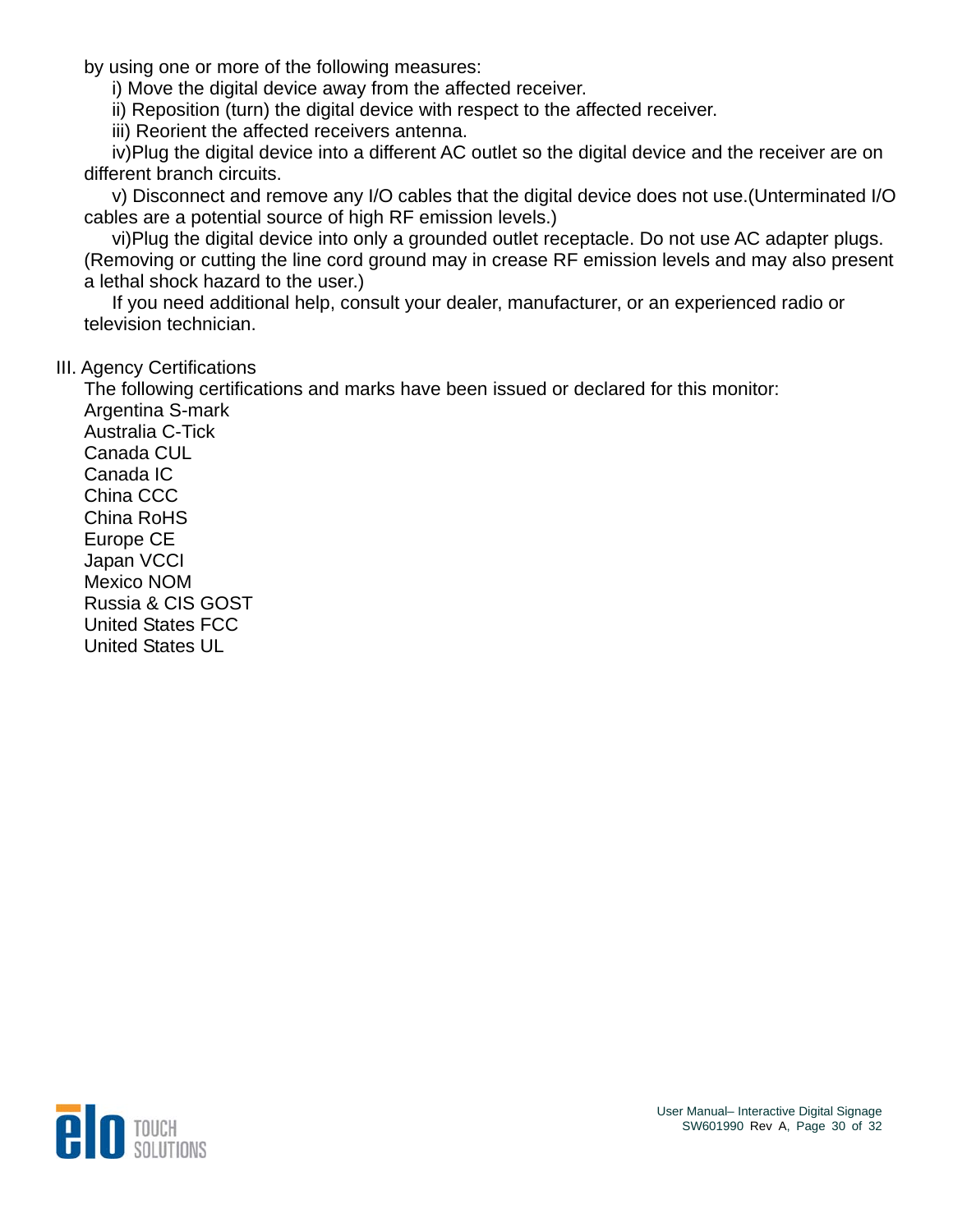by using one or more of the following measures:

i) Move the digital device away from the affected receiver.

ii) Reposition (turn) the digital device with respect to the affected receiver.

iii) Reorient the affected receivers antenna.

iv)Plug the digital device into a different AC outlet so the digital device and the receiver are on different branch circuits.

v) Disconnect and remove any I/O cables that the digital device does not use.(Unterminated I/O cables are a potential source of high RF emission levels.)

vi)Plug the digital device into only a grounded outlet receptacle. Do not use AC adapter plugs. (Removing or cutting the line cord ground may in crease RF emission levels and may also present a lethal shock hazard to the user.)

If you need additional help, consult your dealer, manufacturer, or an experienced radio or television technician.

## III. Agency Certifications

The following certifications and marks have been issued or declared for this monitor:

Argentina S-mark
Australia C-Tick
Canada CUL
Canada IC
China CCC
China RoHS
Europe CE
Japan VCCI
Mexico NOM
Russia & CIS GOST
United States FCC
United States UL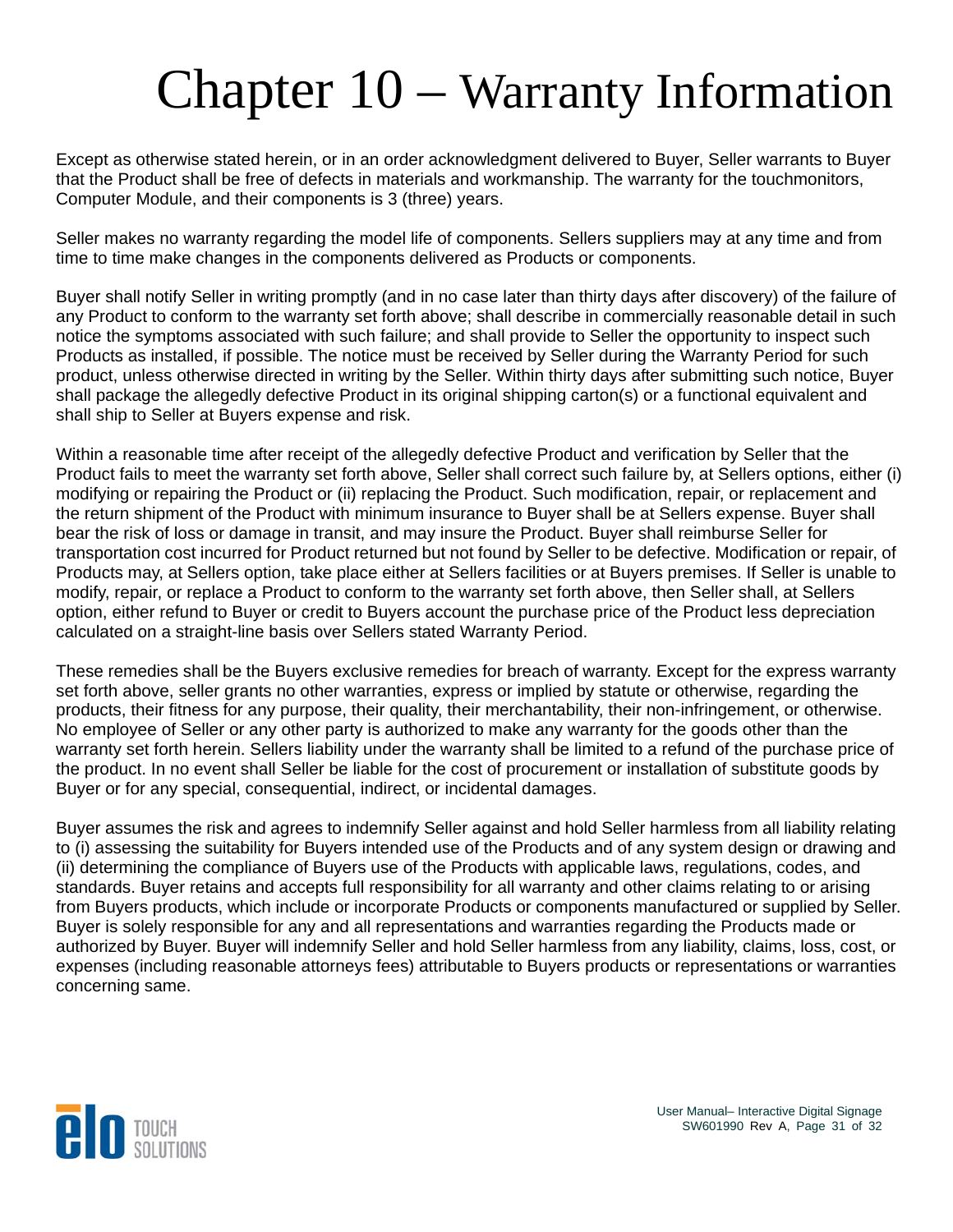# Chapter 10 – Warranty Information

Except as otherwise stated herein, or in an order acknowledgment delivered to Buyer, Seller warrants to Buyer that the Product shall be free of defects in materials and workmanship. The warranty for the touchmonitors, Computer Module, and their components is 3 (three) years.

Seller makes no warranty regarding the model life of components. Sellers suppliers may at any time and from time to time make changes in the components delivered as Products or components.

Buyer shall notify Seller in writing promptly (and in no case later than thirty days after discovery) of the failure of any Product to conform to the warranty set forth above; shall describe in commercially reasonable detail in such notice the symptoms associated with such failure; and shall provide to Seller the opportunity to inspect such Products as installed, if possible. The notice must be received by Seller during the Warranty Period for such product, unless otherwise directed in writing by the Seller. Within thirty days after submitting such notice, Buyer shall package the allegedly defective Product in its original shipping carton(s) or a functional equivalent and shall ship to Seller at Buyers expense and risk.

Within a reasonable time after receipt of the allegedly defective Product and verification by Seller that the Product fails to meet the warranty set forth above, Seller shall correct such failure by, at Sellers options, either (i) modifying or repairing the Product or (ii) replacing the Product. Such modification, repair, or replacement and the return shipment of the Product with minimum insurance to Buyer shall be at Sellers expense. Buyer shall bear the risk of loss or damage in transit, and may insure the Product. Buyer shall reimburse Seller for transportation cost incurred for Product returned but not found by Seller to be defective. Modification or repair, of Products may, at Sellers option, take place either at Sellers facilities or at Buyers premises. If Seller is unable to modify, repair, or replace a Product to conform to the warranty set forth above, then Seller shall, at Sellers option, either refund to Buyer or credit to Buyers account the purchase price of the Product less depreciation calculated on a straight-line basis over Sellers stated Warranty Period.

These remedies shall be the Buyers exclusive remedies for breach of warranty. Except for the express warranty set forth above, seller grants no other warranties, express or implied by statute or otherwise, regarding the products, their fitness for any purpose, their quality, their merchantability, their non-infringement, or otherwise. No employee of Seller or any other party is authorized to make any warranty for the goods other than the warranty set forth herein. Sellers liability under the warranty shall be limited to a refund of the purchase price of the product. In no event shall Seller be liable for the cost of procurement or installation of substitute goods by Buyer or for any special, consequential, indirect, or incidental damages.

Buyer assumes the risk and agrees to indemnify Seller against and hold Seller harmless from all liability relating to (i) assessing the suitability for Buyers intended use of the Products and of any system design or drawing and (ii) determining the compliance of Buyers use of the Products with applicable laws, regulations, codes, and standards. Buyer retains and accepts full responsibility for all warranty and other claims relating to or arising from Buyers products, which include or incorporate Products or components manufactured or supplied by Seller. Buyer is solely responsible for any and all representations and warranties regarding the Products made or authorized by Buyer. Buyer will indemnify Seller and hold Seller harmless from any liability, claims, loss, cost, or expenses (including reasonable attorneys fees) attributable to Buyers products or representations or warranties concerning same.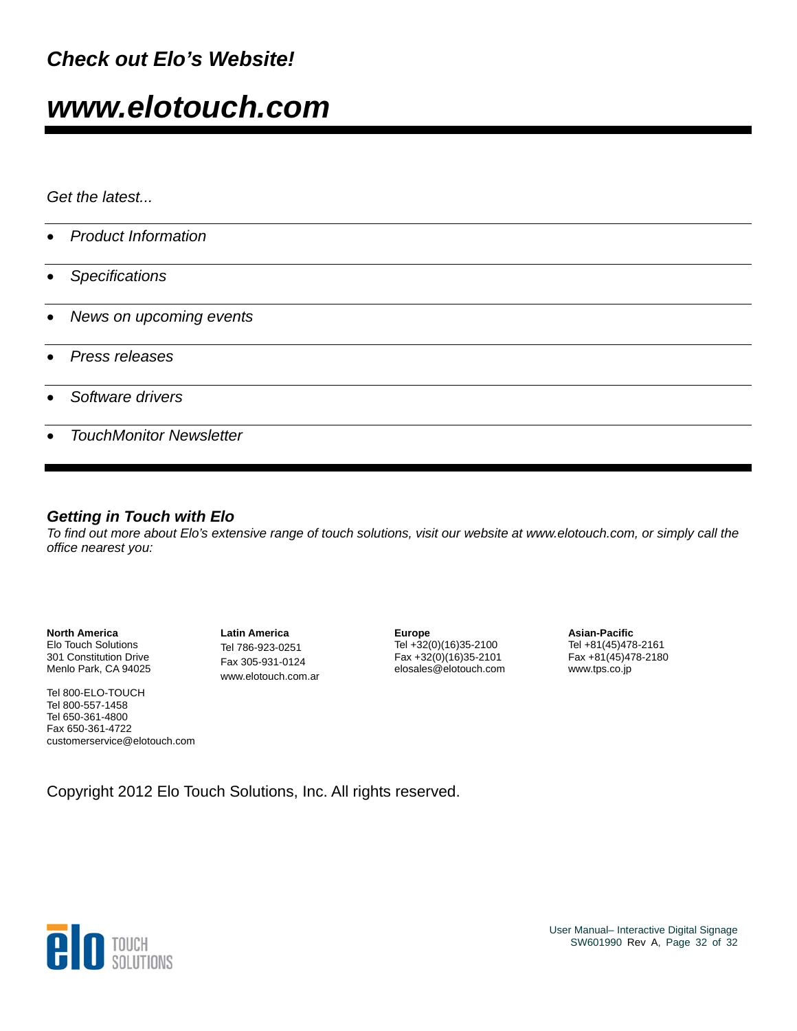## *Check out Elo's Website!*

# *www.elotouch.com*

*Get the latest...*

- *Product Information*
- *Specifications*
- *News on upcoming events*
- *Press releases*
- *Software drivers*
- *TouchMonitor Newsletter*

### *Getting in Touch with Elo*

*To find out more about Elo's extensive range of touch solutions, visit our website at www.elotouch.com, or simply call the office nearest you:*

**North America**
Elo Touch Solutions
301 Constitution Drive
Menlo Park, CA 94025

Tel 800-ELO-TOUCH
Tel 800-557-1458
Tel 650-361-4800
Fax 650-361-4722
customerservice@elotouch.com

**Latin America**
Tel 786-923-0251
Fax 305-931-0124
www.elotouch.com.ar

**Europe**
Tel +32(0)(16)35-2100
Fax +32(0)(16)35-2101
elosales@elotouch.com

**Asian-Pacific**
Tel +81(45)478-2161
Fax +81(45)478-2180
www.tps.co.jp

Copyright 2012 Elo Touch Solutions, Inc. All rights reserved.